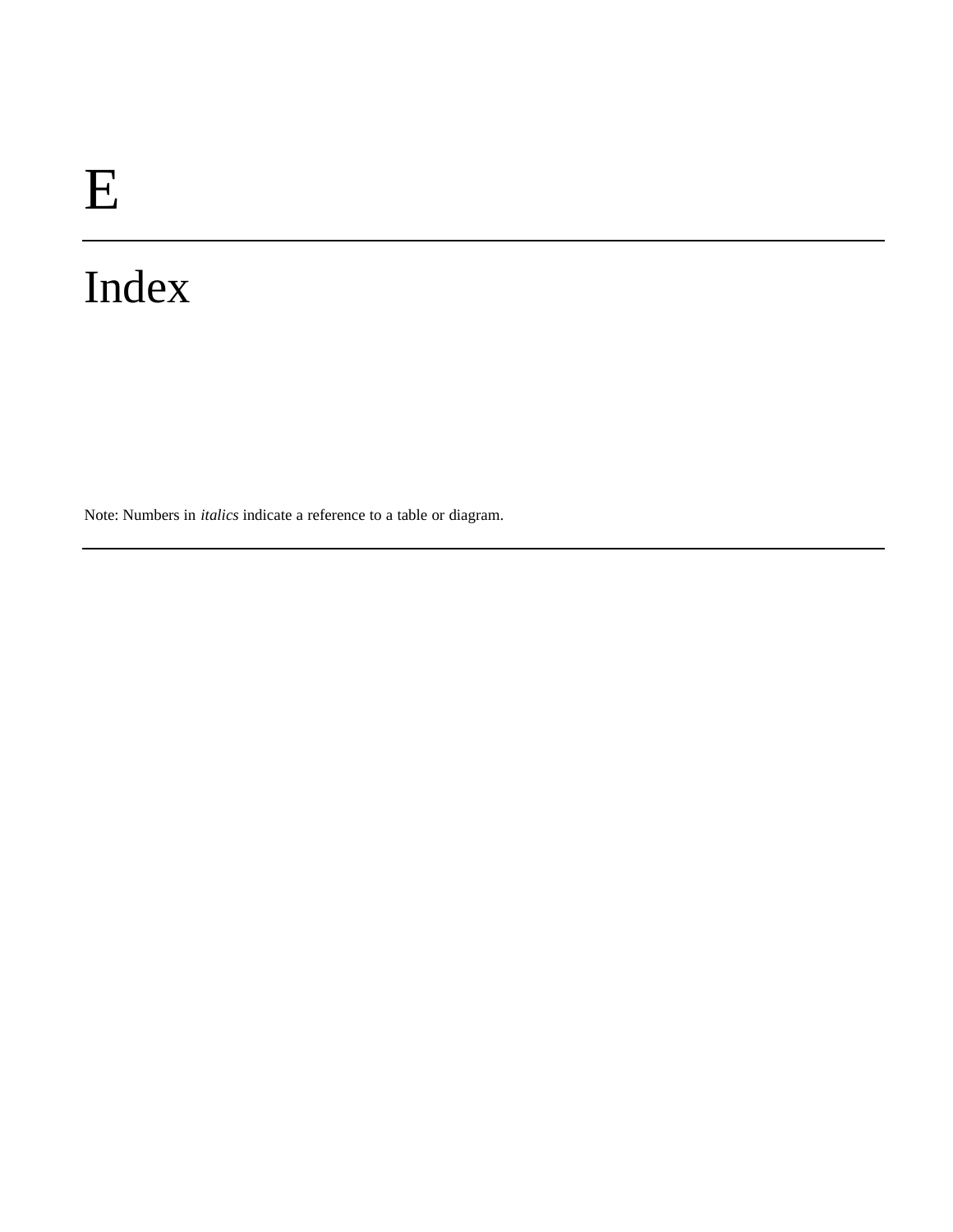# E

# Index

Note: Numbers in *italics* indicate a reference to a table or diagram.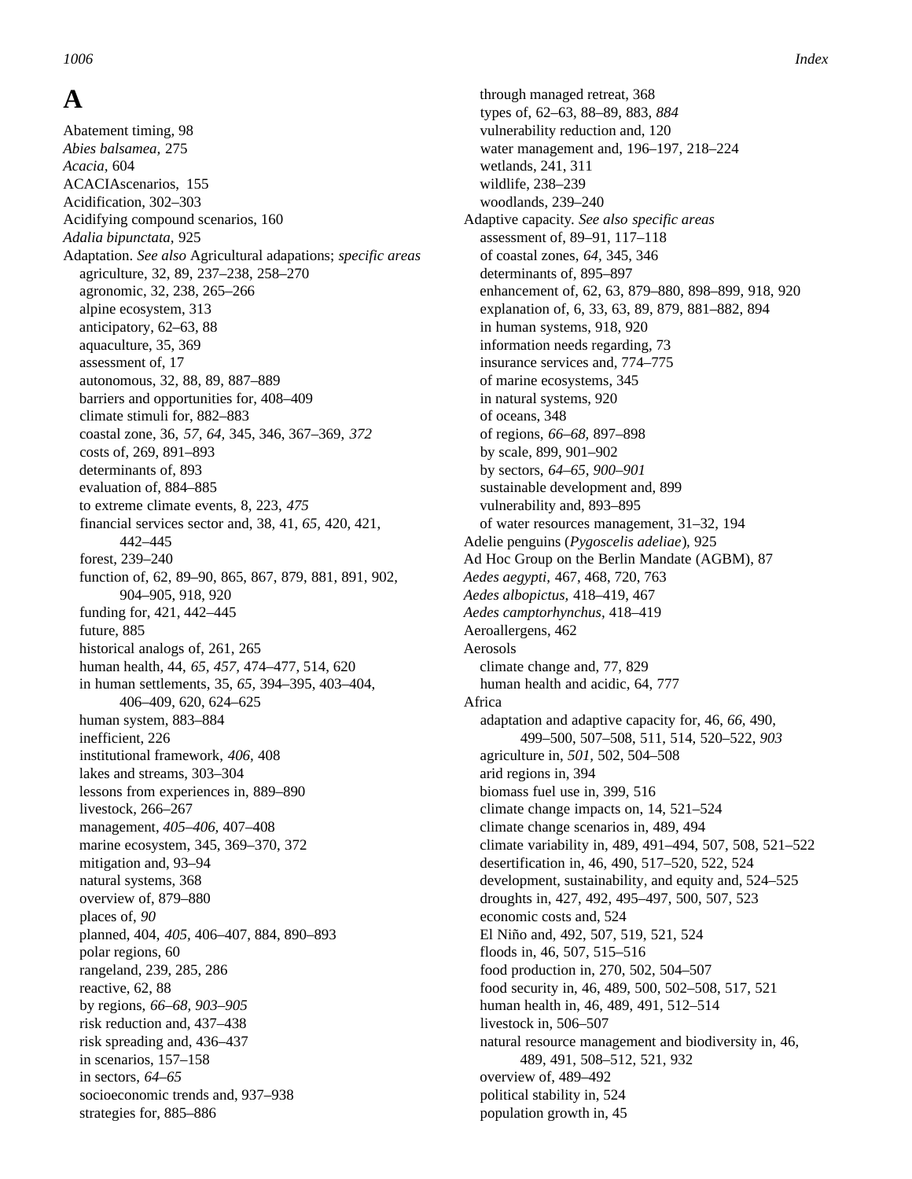# A

Abatement timing, 98
*Abies balsamea,* 275
*Acacia,* 604
ACACIAscenarios, 155
Acidification, 302–303
Acidifying compound scenarios, 160
*Adalia bipunctata,* 925
Adaptation. *See also* Agricultural adapations; *specific areas*
  agriculture, 32, 89, 237–238, 258–270
  agronomic, 32, 238, 265–266
  alpine ecosystem, 313
  anticipatory, 62–63, 88
  aquaculture, 35, 369
  assessment of, 17
  autonomous, 32, 88, 89, 887–889
  barriers and opportunities for, 408–409
  climate stimuli for, 882–883
  coastal zone, 36, *57, 64,* 345, 346, 367–369, *372*
  costs of, 269, 891–893
  determinants of, 893
  evaluation of, 884–885
  to extreme climate events, 8, 223, *475*
  financial services sector and, 38, 41, *65,* 420, 421, 442–445
  forest, 239–240
  function of, 62, 89–90, 865, 867, 879, 881, 891, 902, 904–905, 918, 920
  funding for, 421, 442–445
  future, 885
  historical analogs of, 261, 265
  human health, 44, *65, 457,* 474–477, 514, 620
  in human settlements, 35, *65,* 394–395, 403–404, 406–409, 620, 624–625
  human system, 883–884
  inefficient, 226
  institutional framework, *406,* 408
  lakes and streams, 303–304
  lessons from experiences in, 889–890
  livestock, 266–267
  management, *405–406,* 407–408
  marine ecosystem, 345, 369–370, 372
  mitigation and, 93–94
  natural systems, 368
  overview of, 879–880
  places of, *90*
  planned, 404, *405,* 406–407, 884, 890–893
  polar regions, 60
  rangeland, 239, 285, 286
  reactive, 62, 88
  by regions, *66–68, 903–905*
  risk reduction and, 437–438
  risk spreading and, 436–437
  in scenarios, 157–158
  in sectors, *64–65*
  socioeconomic trends and, 937–938
  strategies for, 885–886
  through managed retreat, 368
  types of, 62–63, 88–89, 883, *884*
  vulnerability reduction and, 120
  water management and, 196–197, 218–224
  wetlands, 241, 311
  wildlife, 238–239
  woodlands, 239–240
Adaptive capacity. *See also specific areas*
  assessment of, 89–91, 117–118
  of coastal zones, *64,* 345, 346
  determinants of, 895–897
  enhancement of, 62, 63, 879–880, 898–899, 918, 920
  explanation of, 6, 33, 63, 89, 879, 881–882, 894
  in human systems, 918, 920
  information needs regarding, 73
  insurance services and, 774–775
  of marine ecosystems, 345
  in natural systems, 920
  of oceans, 348
  of regions, *66–68,* 897–898
  by scale, 899, 901–902
  by sectors, *64–65, 900–901*
  sustainable development and, 899
  vulnerability and, 893–895
  of water resources management, 31–32, 194
Adelie penguins (*Pygoscelis adeliae*), 925
Ad Hoc Group on the Berlin Mandate (AGBM), 87
*Aedes aegypti,* 467, 468, 720, 763
*Aedes albopictus,* 418–419, 467
*Aedes camptorhynchus*, 418–419
Aeroallergens, 462
Aerosols
  climate change and, 77, 829
  human health and acidic, 64, 777
Africa
  adaptation and adaptive capacity for, 46, *66,* 490, 499–500, 507–508, 511, 514, 520–522, *903*
  agriculture in, *501,* 502, 504–508
  arid regions in, 394
  biomass fuel use in, 399, 516
  climate change impacts on, 14, 521–524
  climate change scenarios in, 489, 494
  climate variability in, 489, 491–494, 507, 508, 521–522
  desertification in, 46, 490, 517–520, 522, 524
  development, sustainability, and equity and, 524–525
  droughts in, 427, 492, 495–497, 500, 507, 523
  economic costs and, 524
  El Niño and, 492, 507, 519, 521, 524
  floods in, 46, 507, 515–516
  food production in, 270, 502, 504–507
  food security in, 46, 489, 500, 502–508, 517, 521
  human health in, 46, 489, 491, 512–514
  livestock in, 506–507
  natural resource management and biodiversity in, 46, 489, 491, 508–512, 521, 932
  overview of, 489–492
  political stability in, 524
  population growth in, 45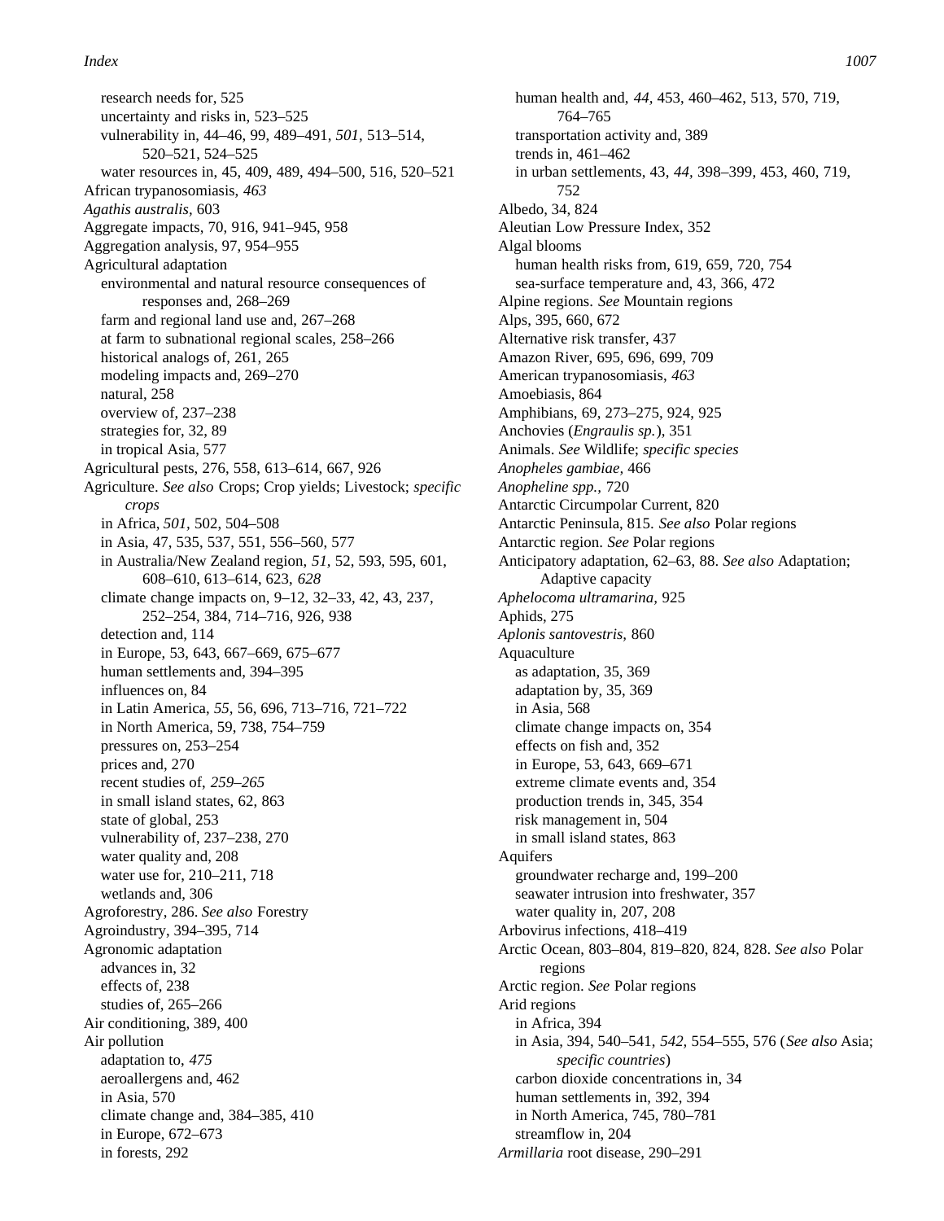research needs for, 525
uncertainty and risks in, 523–525
vulnerability in, 44–46, 99, 489–491, *501*, 513–514, 520–521, 524–525
water resources in, 45, 409, 489, 494–500, 516, 520–521

African trypanosomiasis, *463*

*Agathis australis,* 603

Aggregate impacts, 70, 916, 941–945, 958

Aggregation analysis, 97, 954–955

Agricultural adaptation
- environmental and natural resource consequences of responses and, 268–269
- farm and regional land use and, 267–268
- at farm to subnational regional scales, 258–266
- historical analogs of, 261, 265
- modeling impacts and, 269–270
- natural, 258
- overview of, 237–238
- strategies for, 32, 89
- in tropical Asia, 577

Agricultural pests, 276, 558, 613–614, 667, 926

Agriculture. *See also* Crops; Crop yields; Livestock; *specific crops*
- in Africa, *501,* 502, 504–508
- in Asia, 47, 535, 537, 551, 556–560, 577
- in Australia/New Zealand region, *51,* 52, 593, 595, 601, 608–610, 613–614, 623, *628*
- climate change impacts on, 9–12, 32–33, 42, 43, 237, 252–254, 384, 714–716, 926, 938
- detection and, 114
- in Europe, 53, 643, 667–669, 675–677
- human settlements and, 394–395
- influences on, 84
- in Latin America, *55,* 56, 696, 713–716, 721–722
- in North America, 59, 738, 754–759
- pressures on, 253–254
- prices and, 270
- recent studies of, *259–265*
- in small island states, 62, 863
- state of global, 253
- vulnerability of, 237–238, 270
- water quality and, 208
- water use for, 210–211, 718
- wetlands and, 306

Agroforestry, 286. *See also* Forestry

Agroindustry, 394–395, 714

Agronomic adaptation
- advances in, 32
- effects of, 238
- studies of, 265–266

Air conditioning, 389, 400

Air pollution
- adaptation to, *475*
- aeroallergens and, 462
- in Asia, 570
- climate change and, 384–385, 410
- in Europe, 672–673
- in forests, 292
- human health and, *44,* 453, 460–462, 513, 570, 719, 764–765
- transportation activity and, 389
- trends in, 461–462
- in urban settlements, 43, *44,* 398–399, 453, 460, 719, 752

Albedo, 34, 824

Aleutian Low Pressure Index, 352

Algal blooms
- human health risks from, 619, 659, 720, 754
- sea-surface temperature and, 43, 366, 472

Alpine regions. *See* Mountain regions

Alps, 395, 660, 672

Alternative risk transfer, 437

Amazon River, 695, 696, 699, 709

American trypanosomiasis, *463*

Amoebiasis, 864

Amphibians, 69, 273–275, 924, 925

Anchovies (*Engraulis sp.*), 351

Animals. *See* Wildlife; *specific species*

*Anopheles gambiae,* 466

*Anopheline spp.,* 720

Antarctic Circumpolar Current, 820

Antarctic Peninsula, 815. *See also* Polar regions

Antarctic region. *See* Polar regions

Anticipatory adaptation, 62–63, 88. *See also* Adaptation; Adaptive capacity

*Aphelocoma ultramarina,* 925

Aphids, 275

*Aplonis santovestris,* 860

Aquaculture
- as adaptation, 35, 369
- adaptation by, 35, 369
- in Asia, 568
- climate change impacts on, 354
- effects on fish and, 352
- in Europe, 53, 643, 669–671
- extreme climate events and, 354
- production trends in, 345, 354
- risk management in, 504
- in small island states, 863

Aquifers
- groundwater recharge and, 199–200
- seawater intrusion into freshwater, 357
- water quality in, 207, 208

Arbovirus infections, 418–419

Arctic Ocean, 803–804, 819–820, 824, 828. *See also* Polar regions

Arctic region. *See* Polar regions

Arid regions
- in Africa, 394
- in Asia, 394, 540–541, *542,* 554–555, 576 (*See also* Asia; *specific countries*)
- carbon dioxide concentrations in, 34
- human settlements in, 392, 394
- in North America, 745, 780–781
- streamflow in, 204

*Armillaria* root disease, 290–291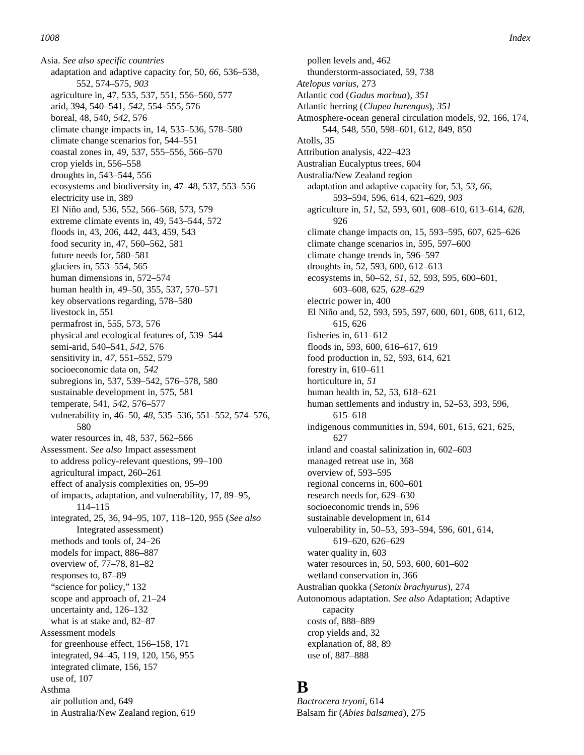Asia. *See also specific countries*
- adaptation and adaptive capacity for, 50, *66*, 536–538, 552, 574–575, *903*
- agriculture in, 47, 535, 537, 551, 556–560, 577
- arid, 394, 540–541, *542*, 554–555, 576
- boreal, 48, 540, *542*, 576
- climate change impacts in, 14, 535–536, 578–580
- climate change scenarios for, 544–551
- coastal zones in, 49, 537, 555–556, 566–570
- crop yields in, 556–558
- droughts in, 543–544, 556
- ecosystems and biodiversity in, 47–48, 537, 553–556
- electricity use in, 389
- El Niño and, 536, 552, 566–568, 573, 579
- extreme climate events in, 49, 543–544, 572
- floods in, 43, 206, 442, 443, 459, 543
- food security in, 47, 560–562, 581
- future needs for, 580–581
- glaciers in, 553–554, 565
- human dimensions in, 572–574
- human health in, 49–50, 355, 537, 570–571
- key observations regarding, 578–580
- livestock in, 551
- permafrost in, 555, 573, 576
- physical and ecological features of, 539–544
- semi-arid, 540–541, *542*, 576
- sensitivity in, *47*, 551–552, 579
- socioeconomic data on, *542*
- subregions in, 537, 539–542, 576–578, 580
- sustainable development in, 575, 581
- temperate, 541, *542*, 576–577
- vulnerability in, 46–50, *48*, 535–536, 551–552, 574–576, 580
- water resources in, 48, 537, 562–566

Assessment. *See also* Impact assessment
- to address policy-relevant questions, 99–100
- agricultural impact, 260–261
- effect of analysis complexities on, 95–99
- of impacts, adaptation, and vulnerability, 17, 89–95, 114–115
- integrated, 25, 36, 94–95, 107, 118–120, 955 (*See also* Integrated assessment)
- methods and tools of, 24–26
- models for impact, 886–887
- overview of, 77–78, 81–82
- responses to, 87–89
- "science for policy," 132
- scope and approach of, 21–24
- uncertainty and, 126–132
- what is at stake and, 82–87

Assessment models
- for greenhouse effect, 156–158, 171
- integrated, 94–45, 119, 120, 156, 955
- integrated climate, 156, 157
- use of, 107

Asthma
- air pollution and, 649
- in Australia/New Zealand region, 619
- pollen levels and, 462
- thunderstorm-associated, 59, 738

*Atelopus varius*, 273

Atlantic cod (*Gadus morhua*), *351*

Atlantic herring (*Clupea harengus*), *351*

Atmosphere-ocean general circulation models, 92, 166, 174, 544, 548, 550, 598–601, 612, 849, 850

Atolls, 35

Attribution analysis, 422–423

Australian Eucalyptus trees, 604

Australia/New Zealand region
- adaptation and adaptive capacity for, 53, *53*, *66*, 593–594, 596, 614, 621–629, *903*
- agriculture in, *51*, 52, 593, 601, 608–610, 613–614, *628*, 926
- climate change impacts on, 15, 593–595, 607, 625–626
- climate change scenarios in, 595, 597–600
- climate change trends in, 596–597
- droughts in, 52, 593, 600, 612–613
- ecosystems in, 50–52, *51*, 52, 593, 595, 600–601, 603–608, 625, *628–629*
- electric power in, 400
- El Niño and, 52, 593, 595, 597, 600, 601, 608, 611, 612, 615, 626
- fisheries in, 611–612
- floods in, 593, 600, 616–617, 619
- food production in, 52, 593, 614, 621
- forestry in, 610–611
- horticulture in, *51*
- human health in, 52, 53, 618–621
- human settlements and industry in, 52–53, 593, 596, 615–618
- indigenous communities in, 594, 601, 615, 621, 625, 627
- inland and coastal salinization in, 602–603
- managed retreat use in, 368
- overview of, 593–595
- regional concerns in, 600–601
- research needs for, 629–630
- socioeconomic trends in, 596
- sustainable development in, 614
- vulnerability in, 50–53, 593–594, 596, 601, 614, 619–620, 626–629
- water quality in, 603
- water resources in, 50, 593, 600, 601–602
- wetland conservation in, 366

Australian quokka (*Setonix brachyurus*), 274

Autonomous adaptation. *See also* Adaptation; Adaptive capacity
- costs of, 888–889
- crop yields and, 32
- explanation of, 88, 89
- use of, 887–888

# B

*Bactrocera tryoni*, 614

Balsam fir (*Abies balsamea*), 275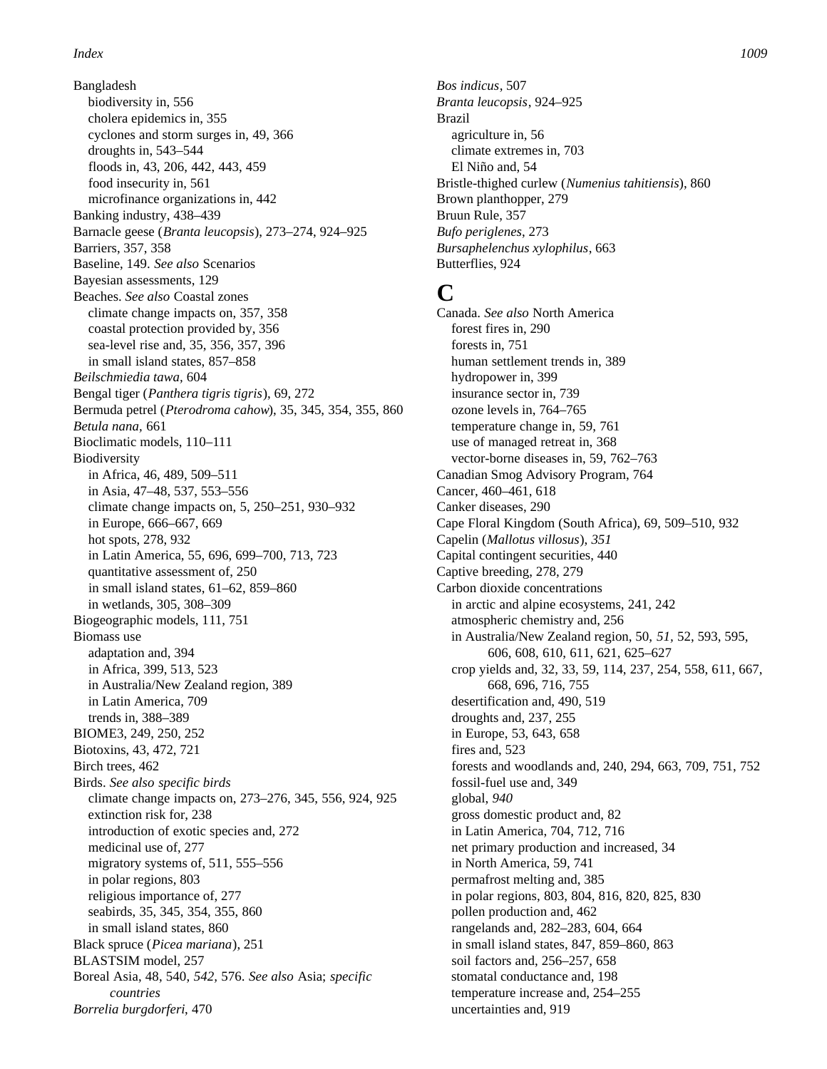Bangladesh
  biodiversity in, 556
  cholera epidemics in, 355
  cyclones and storm surges in, 49, 366
  droughts in, 543–544
  floods in, 43, 206, 442, 443, 459
  food insecurity in, 561
  microfinance organizations in, 442
Banking industry, 438–439
Barnacle geese (*Branta leucopsis*), 273–274, 924–925
Barriers, 357, 358
Baseline, 149. *See also* Scenarios
Bayesian assessments, 129
Beaches. *See also* Coastal zones
  climate change impacts on, 357, 358
  coastal protection provided by, 356
  sea-level rise and, 35, 356, 357, 396
  in small island states, 857–858
*Beilschmiedia tawa*, 604
Bengal tiger (*Panthera tigris tigris*), 69, 272
Bermuda petrel (*Pterodroma cahow*), 35, 345, 354, 355, 860
*Betula nana*, 661
Bioclimatic models, 110–111
Biodiversity
  in Africa, 46, 489, 509–511
  in Asia, 47–48, 537, 553–556
  climate change impacts on, 5, 250–251, 930–932
  in Europe, 666–667, 669
  hot spots, 278, 932
  in Latin America, 55, 696, 699–700, 713, 723
  quantitative assessment of, 250
  in small island states, 61–62, 859–860
  in wetlands, 305, 308–309
Biogeographic models, 111, 751
Biomass use
  adaptation and, 394
  in Africa, 399, 513, 523
  in Australia/New Zealand region, 389
  in Latin America, 709
  trends in, 388–389
BIOME3, 249, 250, 252
Biotoxins, 43, 472, 721
Birch trees, 462
Birds. *See also specific birds*
  climate change impacts on, 273–276, 345, 556, 924, 925
  extinction risk for, 238
  introduction of exotic species and, 272
  medicinal use of, 277
  migratory systems of, 511, 555–556
  in polar regions, 803
  religious importance of, 277
  seabirds, 35, 345, 354, 355, 860
  in small island states, 860
Black spruce (*Picea mariana*), 251
BLASTSIM model, 257
Boreal Asia, 48, 540, *542*, 576. *See also* Asia; *specific countries*
*Borrelia burgdorferi*, 470
*Bos indicus*, 507
*Branta leucopsis*, 924–925
Brazil
  agriculture in, 56
  climate extremes in, 703
  El Niño and, 54
Bristle-thighed curlew (*Numenius tahitiensis*), 860
Brown planthopper, 279
Bruun Rule, 357
*Bufo periglenes*, 273
*Bursaphelenchus xylophilus*, 663
Butterflies, 924

# C

Canada. *See also* North America
  forest fires in, 290
  forests in, 751
  human settlement trends in, 389
  hydropower in, 399
  insurance sector in, 739
  ozone levels in, 764–765
  temperature change in, 59, 761
  use of managed retreat in, 368
  vector-borne diseases in, 59, 762–763
Canadian Smog Advisory Program, 764
Cancer, 460–461, 618
Canker diseases, 290
Cape Floral Kingdom (South Africa), 69, 509–510, 932
Capelin (*Mallotus villosus*), *351*
Capital contingent securities, 440
Captive breeding, 278, 279
Carbon dioxide concentrations
  in arctic and alpine ecosystems, 241, 242
  atmospheric chemistry and, 256
  in Australia/New Zealand region, 50, *51*, 52, 593, 595, 606, 608, 610, 611, 621, 625–627
  crop yields and, 32, 33, 59, 114, 237, 254, 558, 611, 667, 668, 696, 716, 755
  desertification and, 490, 519
  droughts and, 237, 255
  in Europe, 53, 643, 658
  fires and, 523
  forests and woodlands and, 240, 294, 663, 709, 751, 752
  fossil-fuel use and, 349
  global, *940*
  gross domestic product and, 82
  in Latin America, 704, 712, 716
  net primary production and increased, 34
  in North America, 59, 741
  permafrost melting and, 385
  in polar regions, 803, 804, 816, 820, 825, 830
  pollen production and, 462
  rangelands and, 282–283, 604, 664
  in small island states, 847, 859–860, 863
  soil factors and, 256–257, 658
  stomatal conductance and, 198
  temperature increase and, 254–255
  uncertainties and, 919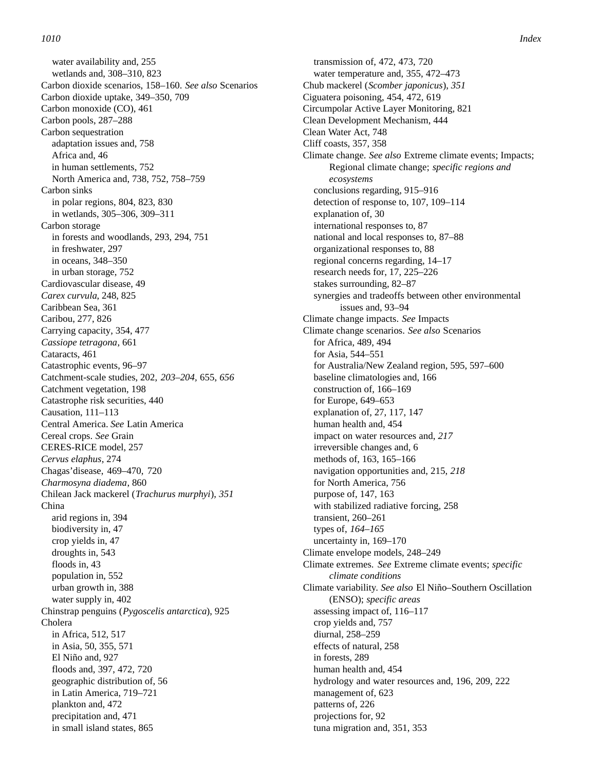water availability and, 255
wetlands and, 308–310, 823
Carbon dioxide scenarios, 158–160. *See also* Scenarios
Carbon dioxide uptake, 349–350, 709
Carbon monoxide (CO), 461
Carbon pools, 287–288
Carbon sequestration
adaptation issues and, 758
Africa and, 46
in human settlements, 752
North America and, 738, 752, 758–759
Carbon sinks
in polar regions, 804, 823, 830
in wetlands, 305–306, 309–311
Carbon storage
in forests and woodlands, 293, 294, 751
in freshwater, 297
in oceans, 348–350
in urban storage, 752
Cardiovascular disease, 49
*Carex curvula*, 248, 825
Caribbean Sea, 361
Caribou, 277, 826
Carrying capacity, 354, 477
*Cassiope tetragona*, 661
Cataracts, 461
Catastrophic events, 96–97
Catchment-scale studies, 202, *203–204*, 655, *656*
Catchment vegetation, 198
Catastrophe risk securities, 440
Causation, 111–113
Central America. *See* Latin America
Cereal crops. *See* Grain
CERES-RICE model, 257
*Cervus elaphus*, 274
Chagas'disease, 469–470, 720
*Charmosyna diadema*, 860
Chilean Jack mackerel (*Trachurus murphyi*), *351*
China
arid regions in, 394
biodiversity in, 47
crop yields in, 47
droughts in, 543
floods in, 43
population in, 552
urban growth in, 388
water supply in, 402
Chinstrap penguins (*Pygoscelis antarctica*), 925
Cholera
in Africa, 512, 517
in Asia, 50, 355, 571
El Niño and, 927
floods and, 397, 472, 720
geographic distribution of, 56
in Latin America, 719–721
plankton and, 472
precipitation and, 471
in small island states, 865
transmission of, 472, 473, 720
water temperature and, 355, 472–473
Chub mackerel (*Scomber japonicus*), *351*
Ciguatera poisoning, 454, 472, 619
Circumpolar Active Layer Monitoring, 821
Clean Development Mechanism, 444
Clean Water Act, 748
Cliff coasts, 357, 358
Climate change. *See also* Extreme climate events; Impacts; Regional climate change; *specific regions and ecosystems*
conclusions regarding, 915–916
detection of response to, 107, 109–114
explanation of, 30
international responses to, 87
national and local responses to, 87–88
organizational responses to, 88
regional concerns regarding, 14–17
research needs for, 17, 225–226
stakes surrounding, 82–87
synergies and tradeoffs between other environmental issues and, 93–94
Climate change impacts. *See* Impacts
Climate change scenarios. *See also* Scenarios
for Africa, 489, 494
for Asia, 544–551
for Australia/New Zealand region, 595, 597–600
baseline climatologies and, 166
construction of, 166–169
for Europe, 649–653
explanation of, 27, 117, 147
human health and, 454
impact on water resources and, *217*
irreversible changes and, 6
methods of, 163, 165–166
navigation opportunities and, 215, *218*
for North America, 756
purpose of, 147, 163
with stabilized radiative forcing, 258
transient, 260–261
types of, *164–165*
uncertainty in, 169–170
Climate envelope models, 248–249
Climate extremes. *See* Extreme climate events; *specific climate conditions*
Climate variability. *See also* El Niño–Southern Oscillation (ENSO); *specific areas*
assessing impact of, 116–117
crop yields and, 757
diurnal, 258–259
effects of natural, 258
in forests, 289
human health and, 454
hydrology and water resources and, 196, 209, 222
management of, 623
patterns of, 226
projections for, 92
tuna migration and, 351, 353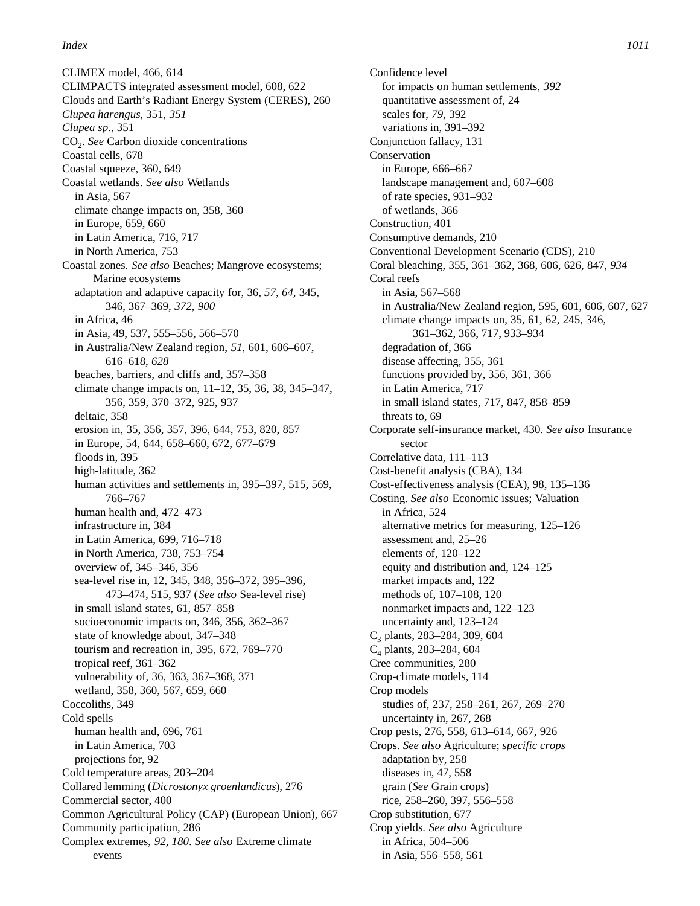CLIMEX model, 466, 614
CLIMPACTS integrated assessment model, 608, 622
Clouds and Earth's Radiant Energy System (CERES), 260
*Clupea harengus*, 351, *351*
*Clupea sp.*, 351
$CO_2$. *See* Carbon dioxide concentrations
Coastal cells, 678
Coastal squeeze, 360, 649
Coastal wetlands. *See also* Wetlands
  in Asia, 567
  climate change impacts on, 358, 360
  in Europe, 659, 660
  in Latin America, 716, 717
  in North America, 753
Coastal zones. *See also* Beaches; Mangrove ecosystems; Marine ecosystems
  adaptation and adaptive capacity for, 36, *57, 64*, 345, 346, 367–369, *372, 900*
  in Africa, 46
  in Asia, 49, 537, 555–556, 566–570
  in Australia/New Zealand region, *51*, 601, 606–607, 616–618, *628*
  beaches, barriers, and cliffs and, 357–358
  climate change impacts on, 11–12, 35, 36, 38, 345–347, 356, 359, 370–372, 925, 937
  deltaic, 358
  erosion in, 35, 356, 357, 396, 644, 753, 820, 857
  in Europe, 54, 644, 658–660, 672, 677–679
  floods in, 395
  high-latitude, 362
  human activities and settlements in, 395–397, 515, 569, 766–767
  human health and, 472–473
  infrastructure in, 384
  in Latin America, 699, 716–718
  in North America, 738, 753–754
  overview of, 345–346, 356
  sea-level rise in, 12, 345, 348, 356–372, 395–396, 473–474, 515, 937 (*See also* Sea-level rise)
  in small island states, 61, 857–858
  socioeconomic impacts on, 346, 356, 362–367
  state of knowledge about, 347–348
  tourism and recreation in, 395, 672, 769–770
  tropical reef, 361–362
  vulnerability of, 36, 363, 367–368, 371
  wetland, 358, 360, 567, 659, 660
Coccoliths, 349
Cold spells
  human health and, 696, 761
  in Latin America, 703
  projections for, 92
Cold temperature areas, 203–204
Collared lemming (*Dicrostonyx groenlandicus*), 276
Commercial sector, 400
Common Agricultural Policy (CAP) (European Union), 667
Community participation, 286
Complex extremes, *92, 180*. *See also* Extreme climate events
Confidence level
  for impacts on human settlements, *392*
  quantitative assessment of, 24
  scales for, *79*, 392
  variations in, 391–392
Conjunction fallacy, 131
Conservation
  in Europe, 666–667
  landscape management and, 607–608
  of rate species, 931–932
  of wetlands, 366
Construction, 401
Consumptive demands, 210
Conventional Development Scenario (CDS), 210
Coral bleaching, 355, 361–362, 368, 606, 626, 847, *934*
Coral reefs
  in Asia, 567–568
  in Australia/New Zealand region, 595, 601, 606, 607, 627
  climate change impacts on, 35, 61, 62, 245, 346, 361–362, 366, 717, 933–934
  degradation of, 366
  disease affecting, 355, 361
  functions provided by, 356, 361, 366
  in Latin America, 717
  in small island states, 717, 847, 858–859
  threats to, 69
Corporate self-insurance market, 430. *See also* Insurance sector
Correlative data, 111–113
Cost-benefit analysis (CBA), 134
Cost-effectiveness analysis (CEA), 98, 135–136
Costing. *See also* Economic issues; Valuation
  in Africa, 524
  alternative metrics for measuring, 125–126
  assessment and, 25–26
  elements of, 120–122
  equity and distribution and, 124–125
  market impacts and, 122
  methods of, 107–108, 120
  nonmarket impacts and, 122–123
  uncertainty and, 123–124
$C_3$ plants, 283–284, 309, 604
$C_4$ plants, 283–284, 604
Cree communities, 280
Crop-climate models, 114
Crop models
  studies of, 237, 258–261, 267, 269–270
  uncertainty in, 267, 268
Crop pests, 276, 558, 613–614, 667, 926
Crops. *See also* Agriculture; *specific crops*
  adaptation by, 258
  diseases in, 47, 558
  grain (*See* Grain crops)
  rice, 258–260, 397, 556–558
Crop substitution, 677
Crop yields. *See also* Agriculture
  in Africa, 504–506
  in Asia, 556–558, 561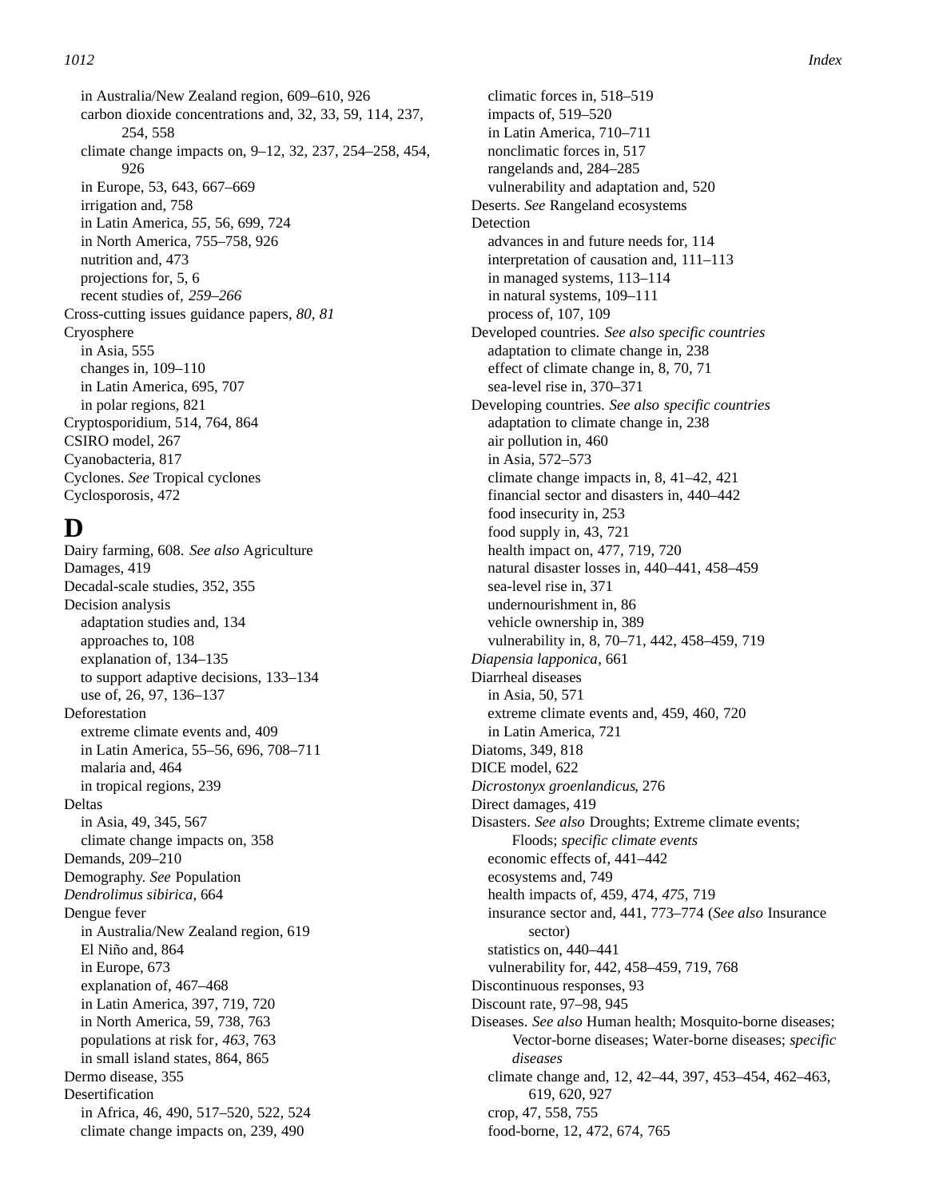in Australia/New Zealand region, 609–610, 926
  carbon dioxide concentrations and, 32, 33, 59, 114, 237, 254, 558
  climate change impacts on, 9–12, 32, 237, 254–258, 454, 926
  in Europe, 53, 643, 667–669
  irrigation and, 758
  in Latin America, *55*, 56, 699, 724
  in North America, 755–758, 926
  nutrition and, 473
  projections for, 5, 6
  recent studies of, *259–266*

Cross-cutting issues guidance papers, *80*, *81*

Cryosphere
  in Asia, 555
  changes in, 109–110
  in Latin America, 695, 707
  in polar regions, 821

Cryptosporidium, 514, 764, 864

CSIRO model, 267

Cyanobacteria, 817

Cyclones. *See* Tropical cyclones

Cyclosporosis, 472

# D

Dairy farming, 608. *See also* Agriculture

Damages, 419

Decadal-scale studies, 352, 355

Decision analysis
  adaptation studies and, 134
  approaches to, 108
  explanation of, 134–135
  to support adaptive decisions, 133–134
  use of, 26, 97, 136–137

Deforestation
  extreme climate events and, 409
  in Latin America, 55–56, 696, 708–711
  malaria and, 464
  in tropical regions, 239

Deltas
  in Asia, 49, 345, 567
  climate change impacts on, 358

Demands, 209–210

Demography. *See* Population

*Dendrolimus sibirica*, 664

Dengue fever
  in Australia/New Zealand region, 619
  El Niño and, 864
  in Europe, 673
  explanation of, 467–468
  in Latin America, 397, 719, 720
  in North America, 59, 738, 763
  populations at risk for, *463*, 763
  in small island states, 864, 865

Dermo disease, 355

Desertification
  in Africa, 46, 490, 517–520, 522, 524
  climate change impacts on, 239, 490
  climatic forces in, 518–519
  impacts of, 519–520
  in Latin America, 710–711
  nonclimatic forces in, 517
  rangelands and, 284–285
  vulnerability and adaptation and, 520

Deserts. *See* Rangeland ecosystems

Detection
  advances in and future needs for, 114
  interpretation of causation and, 111–113
  in managed systems, 113–114
  in natural systems, 109–111
  process of, 107, 109

Developed countries. *See also specific countries*
  adaptation to climate change in, 238
  effect of climate change in, 8, 70, 71
  sea-level rise in, 370–371

Developing countries. *See also specific countries*
  adaptation to climate change in, 238
  air pollution in, 460
  in Asia, 572–573
  climate change impacts in, 8, 41–42, 421
  financial sector and disasters in, 440–442
  food insecurity in, 253
  food supply in, 43, 721
  health impact on, 477, 719, 720
  natural disaster losses in, 440–441, 458–459
  sea-level rise in, 371
  undernourishment in, 86
  vehicle ownership in, 389
  vulnerability in, 8, 70–71, 442, 458–459, 719

*Diapensia lapponica*, 661

Diarrheal diseases
  in Asia, 50, 571
  extreme climate events and, 459, 460, 720
  in Latin America, 721

Diatoms, 349, 818

DICE model, 622

*Dicrostonyx groenlandicus*, 276

Direct damages, 419

Disasters. *See also* Droughts; Extreme climate events; Floods; *specific climate events*
  economic effects of, 441–442
  ecosystems and, 749
  health impacts of, 459, 474, *475*, 719
  insurance sector and, 441, 773–774 (*See also* Insurance sector)
  statistics on, 440–441
  vulnerability for, 442, 458–459, 719, 768

Discontinuous responses, 93

Discount rate, 97–98, 945

Diseases. *See also* Human health; Mosquito-borne diseases; Vector-borne diseases; Water-borne diseases; *specific diseases*
  climate change and, 12, 42–44, 397, 453–454, 462–463, 619, 620, 927
  crop, 47, 558, 755
  food-borne, 12, 472, 674, 765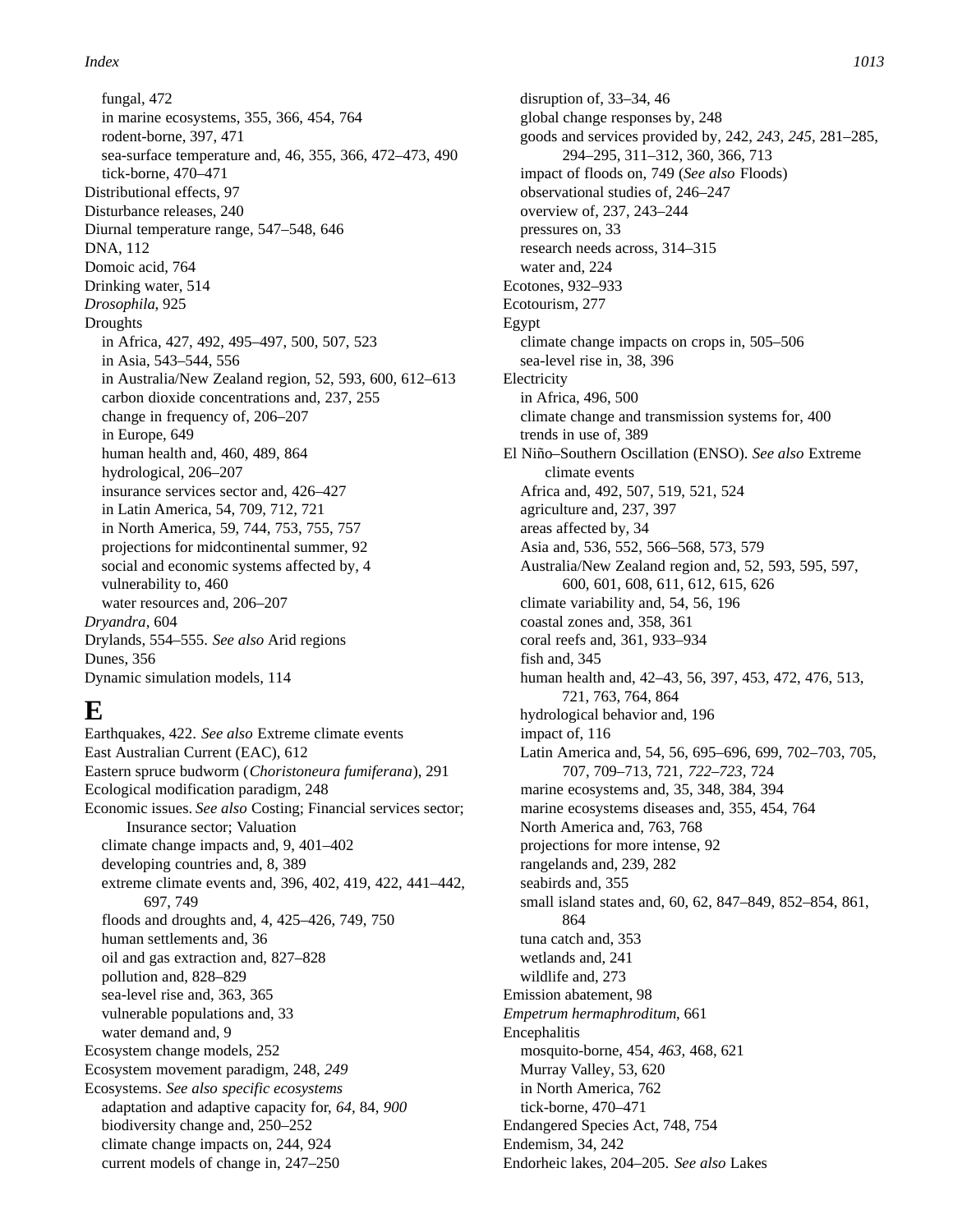fungal, 472
in marine ecosystems, 355, 366, 454, 764
rodent-borne, 397, 471
sea-surface temperature and, 46, 355, 366, 472–473, 490
tick-borne, 470–471

Distributional effects, 97
Disturbance releases, 240
Diurnal temperature range, 547–548, 646
DNA, 112
Domoic acid, 764
Drinking water, 514
*Drosophila*, 925
Droughts
in Africa, 427, 492, 495–497, 500, 507, 523
in Asia, 543–544, 556
in Australia/New Zealand region, 52, 593, 600, 612–613
carbon dioxide concentrations and, 237, 255
change in frequency of, 206–207
in Europe, 649
human health and, 460, 489, 864
hydrological, 206–207
insurance services sector and, 426–427
in Latin America, 54, 709, 712, 721
in North America, 59, 744, 753, 755, 757
projections for midcontinental summer, 92
social and economic systems affected by, 4
vulnerability to, 460
water resources and, 206–207

*Dryandra*, 604
Drylands, 554–555. *See also* Arid regions
Dunes, 356
Dynamic simulation models, 114

# E

Earthquakes, 422. *See also* Extreme climate events
East Australian Current (EAC), 612
Eastern spruce budworm (*Choristoneura fumiferana*), 291
Ecological modification paradigm, 248
Economic issues. *See also* Costing; Financial services sector; Insurance sector; Valuation
climate change impacts and, 9, 401–402
developing countries and, 8, 389
extreme climate events and, 396, 402, 419, 422, 441–442, 697, 749
floods and droughts and, 4, 425–426, 749, 750
human settlements and, 36
oil and gas extraction and, 827–828
pollution and, 828–829
sea-level rise and, 363, 365
vulnerable populations and, 33
water demand and, 9

Ecosystem change models, 252
Ecosystem movement paradigm, 248, *249*
Ecosystems. *See also specific ecosystems*
adaptation and adaptive capacity for, *64*, 84, *900*
biodiversity change and, 250–252
climate change impacts on, 244, 924
current models of change in, 247–250
disruption of, 33–34, 46
global change responses by, 248
goods and services provided by, 242, *243*, *245*, 281–285, 294–295, 311–312, 360, 366, 713
impact of floods on, 749 (*See also* Floods)
observational studies of, 246–247
overview of, 237, 243–244
pressures on, 33
research needs across, 314–315
water and, 224

Ecotones, 932–933
Ecotourism, 277
Egypt
climate change impacts on crops in, 505–506
sea-level rise in, 38, 396

Electricity
in Africa, 496, 500
climate change and transmission systems for, 400
trends in use of, 389

El Niño–Southern Oscillation (ENSO). *See also* Extreme climate events
Africa and, 492, 507, 519, 521, 524
agriculture and, 237, 397
areas affected by, 34
Asia and, 536, 552, 566–568, 573, 579
Australia/New Zealand region and, 52, 593, 595, 597, 600, 601, 608, 611, 612, 615, 626
climate variability and, 54, 56, 196
coastal zones and, 358, 361
coral reefs and, 361, 933–934
fish and, 345
human health and, 42–43, 56, 397, 453, 472, 476, 513, 721, 763, 764, 864
hydrological behavior and, 196
impact of, 116
Latin America and, 54, 56, 695–696, 699, 702–703, 705, 707, 709–713, 721, *722–723*, 724
marine ecosystems and, 35, 348, 384, 394
marine ecosystems diseases and, 355, 454, 764
North America and, 763, 768
projections for more intense, 92
rangelands and, 239, 282
seabirds and, 355
small island states and, 60, 62, 847–849, 852–854, 861, 864
tuna catch and, 353
wetlands and, 241
wildlife and, 273

Emission abatement, 98
*Empetrum hermaphroditum*, 661
Encephalitis
mosquito-borne, 454, *463*, 468, 621
Murray Valley, 53, 620
in North America, 762
tick-borne, 470–471

Endangered Species Act, 748, 754
Endemism, 34, 242
Endorheic lakes, 204–205. *See also* Lakes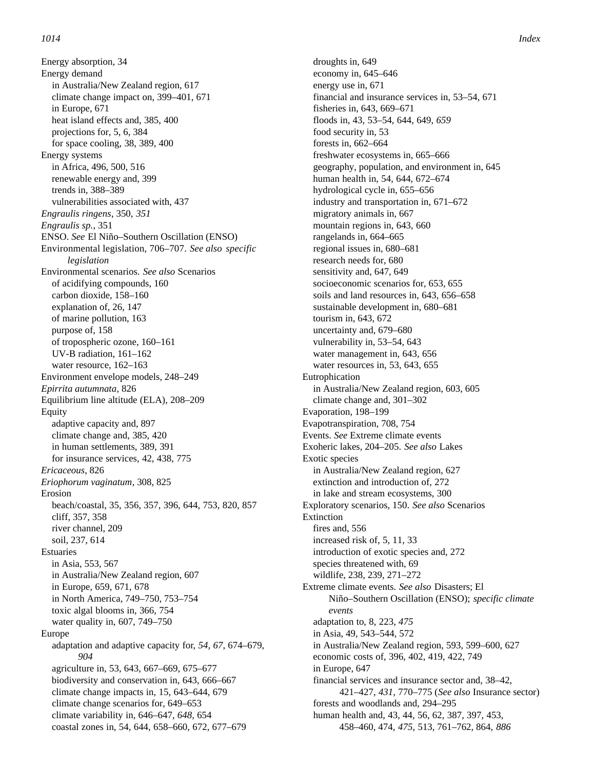Energy absorption, 34
Energy demand
  in Australia/New Zealand region, 617
  climate change impact on, 399–401, 671
  in Europe, 671
  heat island effects and, 385, 400
  projections for, 5, 6, 384
  for space cooling, 38, 389, 400
Energy systems
  in Africa, 496, 500, 516
  renewable energy and, 399
  trends in, 388–389
  vulnerabilities associated with, 437
*Engraulis ringens*, 350, *351*
*Engraulis sp.*, 351
ENSO. *See* El Niño–Southern Oscillation (ENSO)
Environmental legislation, 706–707. *See also specific legislation*
Environmental scenarios. *See also* Scenarios
  of acidifying compounds, 160
  carbon dioxide, 158–160
  explanation of, 26, 147
  of marine pollution, 163
  purpose of, 158
  of tropospheric ozone, 160–161
  UV-B radiation, 161–162
  water resource, 162–163
Environment envelope models, 248–249
*Epirrita autumnata*, 826
Equilibrium line altitude (ELA), 208–209
Equity
  adaptive capacity and, 897
  climate change and, 385, 420
  in human settlements, 389, 391
  for insurance services, 42, 438, 775
*Ericaceous*, 826
*Eriophorum vaginatum*, 308, 825
Erosion
  beach/coastal, 35, 356, 357, 396, 644, 753, 820, 857
  cliff, 357, 358
  river channel, 209
  soil, 237, 614
Estuaries
  in Asia, 553, 567
  in Australia/New Zealand region, 607
  in Europe, 659, 671, 678
  in North America, 749–750, 753–754
  toxic algal blooms in, 366, 754
  water quality in, 607, 749–750
Europe
  adaptation and adaptive capacity for, *54*, *67*, 674–679, *904*
  agriculture in, 53, 643, 667–669, 675–677
  biodiversity and conservation in, 643, 666–667
  climate change impacts in, 15, 643–644, 679
  climate change scenarios for, 649–653
  climate variability in, 646–647, *648*, 654
  coastal zones in, 54, 644, 658–660, 672, 677–679
  droughts in, 649
  economy in, 645–646
  energy use in, 671
  financial and insurance services in, 53–54, 671
  fisheries in, 643, 669–671
  floods in, 43, 53–54, 644, 649, *659*
  food security in, 53
  forests in, 662–664
  freshwater ecosystems in, 665–666
  geography, population, and environment in, 645
  human health in, 54, 644, 672–674
  hydrological cycle in, 655–656
  industry and transportation in, 671–672
  migratory animals in, 667
  mountain regions in, 643, 660
  rangelands in, 664–665
  regional issues in, 680–681
  research needs for, 680
  sensitivity and, 647, 649
  socioeconomic scenarios for, 653, 655
  soils and land resources in, 643, 656–658
  sustainable development in, 680–681
  tourism in, 643, 672
  uncertainty and, 679–680
  vulnerability in, 53–54, 643
  water management in, 643, 656
  water resources in, 53, 643, 655
Eutrophication
  in Australia/New Zealand region, 603, 605
  climate change and, 301–302
Evaporation, 198–199
Evapotranspiration, 708, 754
Events. *See* Extreme climate events
Exoheric lakes, 204–205. *See also* Lakes
Exotic species
  in Australia/New Zealand region, 627
  extinction and introduction of, 272
  in lake and stream ecosystems, 300
Exploratory scenarios, 150. *See also* Scenarios
Extinction
  fires and, 556
  increased risk of, 5, 11, 33
  introduction of exotic species and, 272
  species threatened with, 69
  wildlife, 238, 239, 271–272
Extreme climate events. *See also* Disasters; El Niño–Southern Oscillation (ENSO); *specific climate events*
  adaptation to, 8, 223, *475*
  in Asia, 49, 543–544, 572
  in Australia/New Zealand region, 593, 599–600, 627
  economic costs of, 396, 402, 419, 422, 749
  in Europe, 647
  financial services and insurance sector and, 38–42, 421–427, *431*, 770–775 (*See also* Insurance sector)
  forests and woodlands and, 294–295
  human health and, 43, 44, 56, 62, 387, 397, 453, 458–460, 474, *475*, 513, 761–762, 864, *886*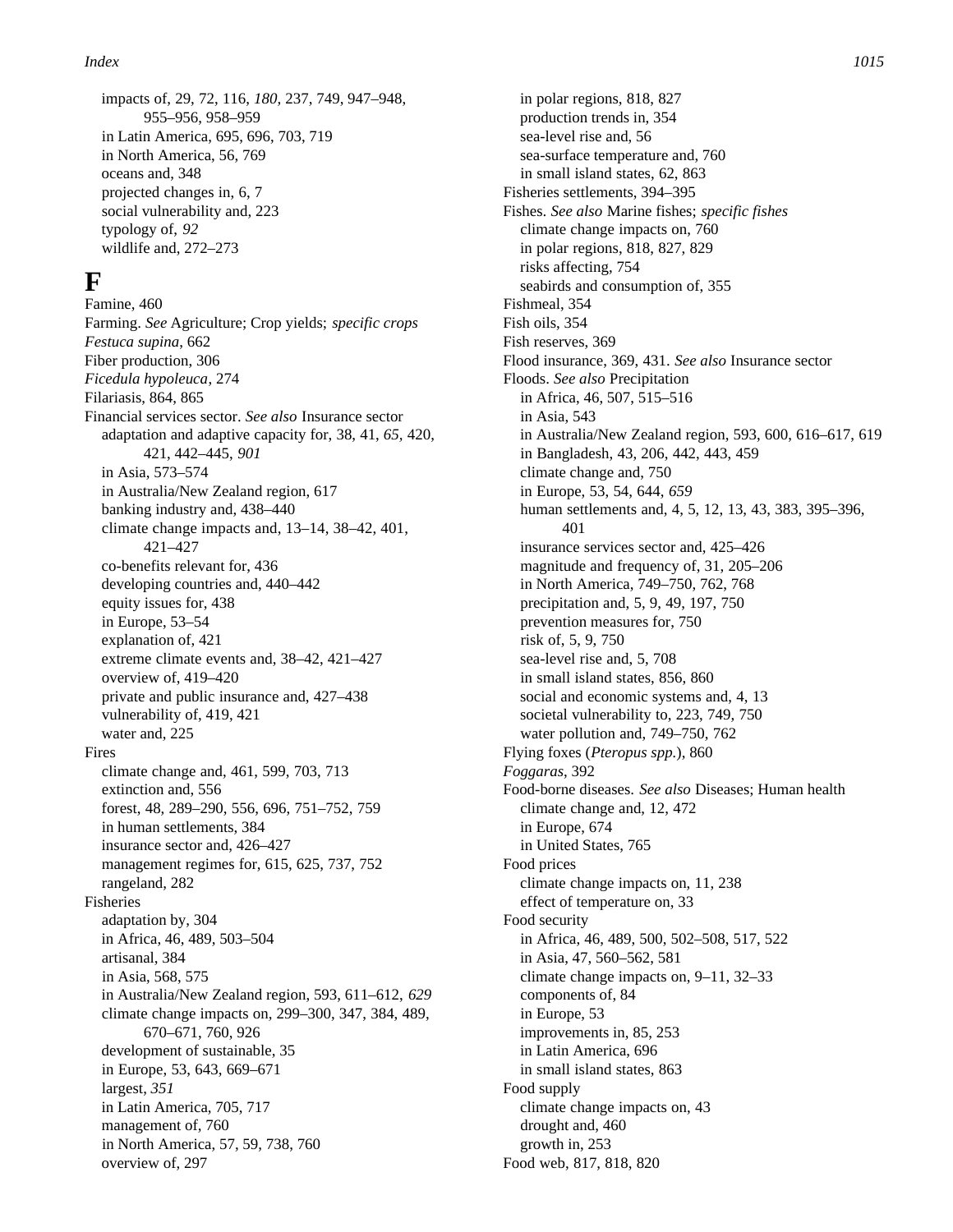impacts of, 29, 72, 116, *180*, 237, 749, 947–948, 955–956, 958–959
in Latin America, 695, 696, 703, 719
in North America, 56, 769
oceans and, 348
projected changes in, 6, 7
social vulnerability and, 223
typology of, *92*
wildlife and, 272–273

# F

Famine, 460
Farming. *See* Agriculture; Crop yields; *specific crops*
*Festuca supina*, 662
Fiber production, 306
*Ficedula hypoleuca*, 274
Filariasis, 864, 865
Financial services sector. *See also* Insurance sector
  adaptation and adaptive capacity for, 38, 41, *65*, 420, 421, 442–445, *901*
  in Asia, 573–574
  in Australia/New Zealand region, 617
  banking industry and, 438–440
  climate change impacts and, 13–14, 38–42, 401, 421–427
  co-benefits relevant for, 436
  developing countries and, 440–442
  equity issues for, 438
  in Europe, 53–54
  explanation of, 421
  extreme climate events and, 38–42, 421–427
  overview of, 419–420
  private and public insurance and, 427–438
  vulnerability of, 419, 421
  water and, 225
Fires
  climate change and, 461, 599, 703, 713
  extinction and, 556
  forest, 48, 289–290, 556, 696, 751–752, 759
  in human settlements, 384
  insurance sector and, 426–427
  management regimes for, 615, 625, 737, 752
  rangeland, 282
Fisheries
  adaptation by, 304
  in Africa, 46, 489, 503–504
  artisanal, 384
  in Asia, 568, 575
  in Australia/New Zealand region, 593, 611–612, *629*
  climate change impacts on, 299–300, 347, 384, 489, 670–671, 760, 926
  development of sustainable, 35
  in Europe, 53, 643, 669–671
  largest, *351*
  in Latin America, 705, 717
  management of, 760
  in North America, 57, 59, 738, 760
  overview of, 297
  in polar regions, 818, 827
  production trends in, 354
  sea-level rise and, 56
  sea-surface temperature and, 760
  in small island states, 62, 863
Fisheries settlements, 394–395
Fishes. *See also* Marine fishes; *specific fishes*
  climate change impacts on, 760
  in polar regions, 818, 827, 829
  risks affecting, 754
  seabirds and consumption of, 355
Fishmeal, 354
Fish oils, 354
Fish reserves, 369
Flood insurance, 369, 431. *See also* Insurance sector
Floods. *See also* Precipitation
  in Africa, 46, 507, 515–516
  in Asia, 543
  in Australia/New Zealand region, 593, 600, 616–617, 619
  in Bangladesh, 43, 206, 442, 443, 459
  climate change and, 750
  in Europe, 53, 54, 644, *659*
  human settlements and, 4, 5, 12, 13, 43, 383, 395–396, 401
  insurance services sector and, 425–426
  magnitude and frequency of, 31, 205–206
  in North America, 749–750, 762, 768
  precipitation and, 5, 9, 49, 197, 750
  prevention measures for, 750
  risk of, 5, 9, 750
  sea-level rise and, 5, 708
  in small island states, 856, 860
  social and economic systems and, 4, 13
  societal vulnerability to, 223, 749, 750
  water pollution and, 749–750, 762
Flying foxes (*Pteropus spp.*), 860
*Foggaras*, 392
Food-borne diseases. *See also* Diseases; Human health
  climate change and, 12, 472
  in Europe, 674
  in United States, 765
Food prices
  climate change impacts on, 11, 238
  effect of temperature on, 33
Food security
  in Africa, 46, 489, 500, 502–508, 517, 522
  in Asia, 47, 560–562, 581
  climate change impacts on, 9–11, 32–33
  components of, 84
  in Europe, 53
  improvements in, 85, 253
  in Latin America, 696
  in small island states, 863
Food supply
  climate change impacts on, 43
  drought and, 460
  growth in, 253
Food web, 817, 818, 820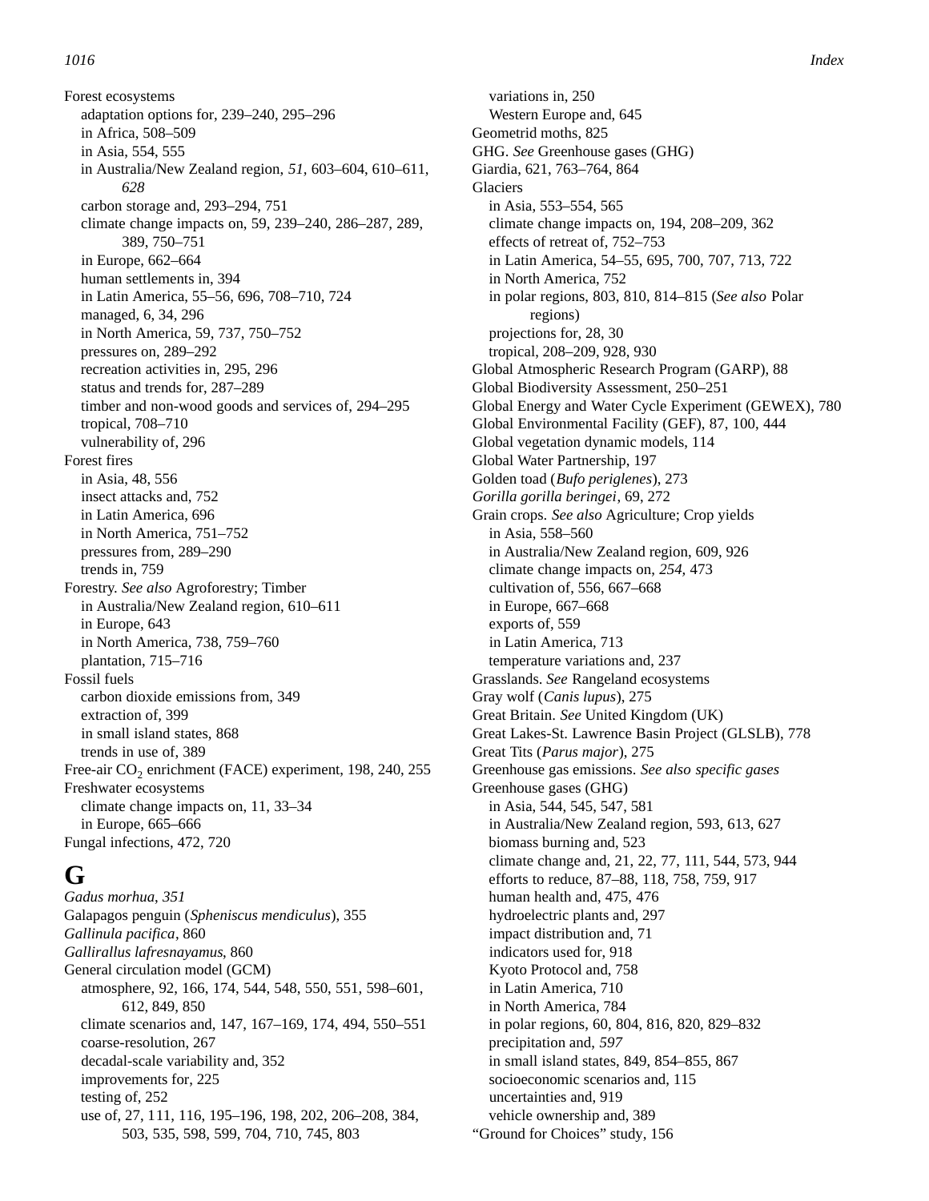Forest ecosystems
- adaptation options for, 239–240, 295–296
- in Africa, 508–509
- in Asia, 554, 555
- in Australia/New Zealand region, *51,* 603–604, 610–611, *628*
- carbon storage and, 293–294, 751
- climate change impacts on, 59, 239–240, 286–287, 289, 389, 750–751
- in Europe, 662–664
- human settlements in, 394
- in Latin America, 55–56, 696, 708–710, 724
- managed, 6, 34, 296
- in North America, 59, 737, 750–752
- pressures on, 289–292
- recreation activities in, 295, 296
- status and trends for, 287–289
- timber and non-wood goods and services of, 294–295
- tropical, 708–710
- vulnerability of, 296

Forest fires
- in Asia, 48, 556
- insect attacks and, 752
- in Latin America, 696
- in North America, 751–752
- pressures from, 289–290
- trends in, 759

Forestry. *See also* Agroforestry; Timber
- in Australia/New Zealand region, 610–611
- in Europe, 643
- in North America, 738, 759–760
- plantation, 715–716

Fossil fuels
- carbon dioxide emissions from, 349
- extraction of, 399
- in small island states, 868
- trends in use of, 389

Free-air $CO_2$ enrichment (FACE) experiment, 198, 240, 255

Freshwater ecosystems
- climate change impacts on, 11, 33–34
- in Europe, 665–666

Fungal infections, 472, 720

# G

*Gadus morhua*, *351*

Galapagos penguin (*Spheniscus mendiculus*), 355

*Gallinula pacifica*, 860

*Gallirallus lafresnayamus*, 860

General circulation model (GCM)
- atmosphere, 92, 166, 174, 544, 548, 550, 551, 598–601, 612, 849, 850
- climate scenarios and, 147, 167–169, 174, 494, 550–551
- coarse-resolution, 267
- decadal-scale variability and, 352
- improvements for, 225
- testing of, 252
- use of, 27, 111, 116, 195–196, 198, 202, 206–208, 384, 503, 535, 598, 599, 704, 710, 745, 803
- variations in, 250
- Western Europe and, 645

Geometrid moths, 825

GHG. *See* Greenhouse gases (GHG)

Giardia, 621, 763–764, 864

Glaciers
- in Asia, 553–554, 565
- climate change impacts on, 194, 208–209, 362
- effects of retreat of, 752–753
- in Latin America, 54–55, 695, 700, 707, 713, 722
- in North America, 752
- in polar regions, 803, 810, 814–815 (*See also* Polar regions)
- projections for, 28, 30
- tropical, 208–209, 928, 930

Global Atmospheric Research Program (GARP), 88

Global Biodiversity Assessment, 250–251

Global Energy and Water Cycle Experiment (GEWEX), 780

Global Environmental Facility (GEF), 87, 100, 444

Global vegetation dynamic models, 114

Global Water Partnership, 197

Golden toad (*Bufo periglenes*), 273

*Gorilla gorilla beringei*, 69, 272

Grain crops. *See also* Agriculture; Crop yields
- in Asia, 558–560
- in Australia/New Zealand region, 609, 926
- climate change impacts on, *254,* 473
- cultivation of, 556, 667–668
- in Europe, 667–668
- exports of, 559
- in Latin America, 713
- temperature variations and, 237

Grasslands. *See* Rangeland ecosystems

Gray wolf (*Canis lupus*), 275

Great Britain. *See* United Kingdom (UK)

Great Lakes-St. Lawrence Basin Project (GLSLB), 778

Great Tits (*Parus major*), 275

Greenhouse gas emissions. *See also specific gases*

Greenhouse gases (GHG)
- in Asia, 544, 545, 547, 581
- in Australia/New Zealand region, 593, 613, 627
- biomass burning and, 523
- climate change and, 21, 22, 77, 111, 544, 573, 944
- efforts to reduce, 87–88, 118, 758, 759, 917
- human health and, 475, 476
- hydroelectric plants and, 297
- impact distribution and, 71
- indicators used for, 918
- Kyoto Protocol and, 758
- in Latin America, 710
- in North America, 784
- in polar regions, 60, 804, 816, 820, 829–832
- precipitation and, *597*
- in small island states, 849, 854–855, 867
- socioeconomic scenarios and, 115
- uncertainties and, 919
- vehicle ownership and, 389

"Ground for Choices" study, 156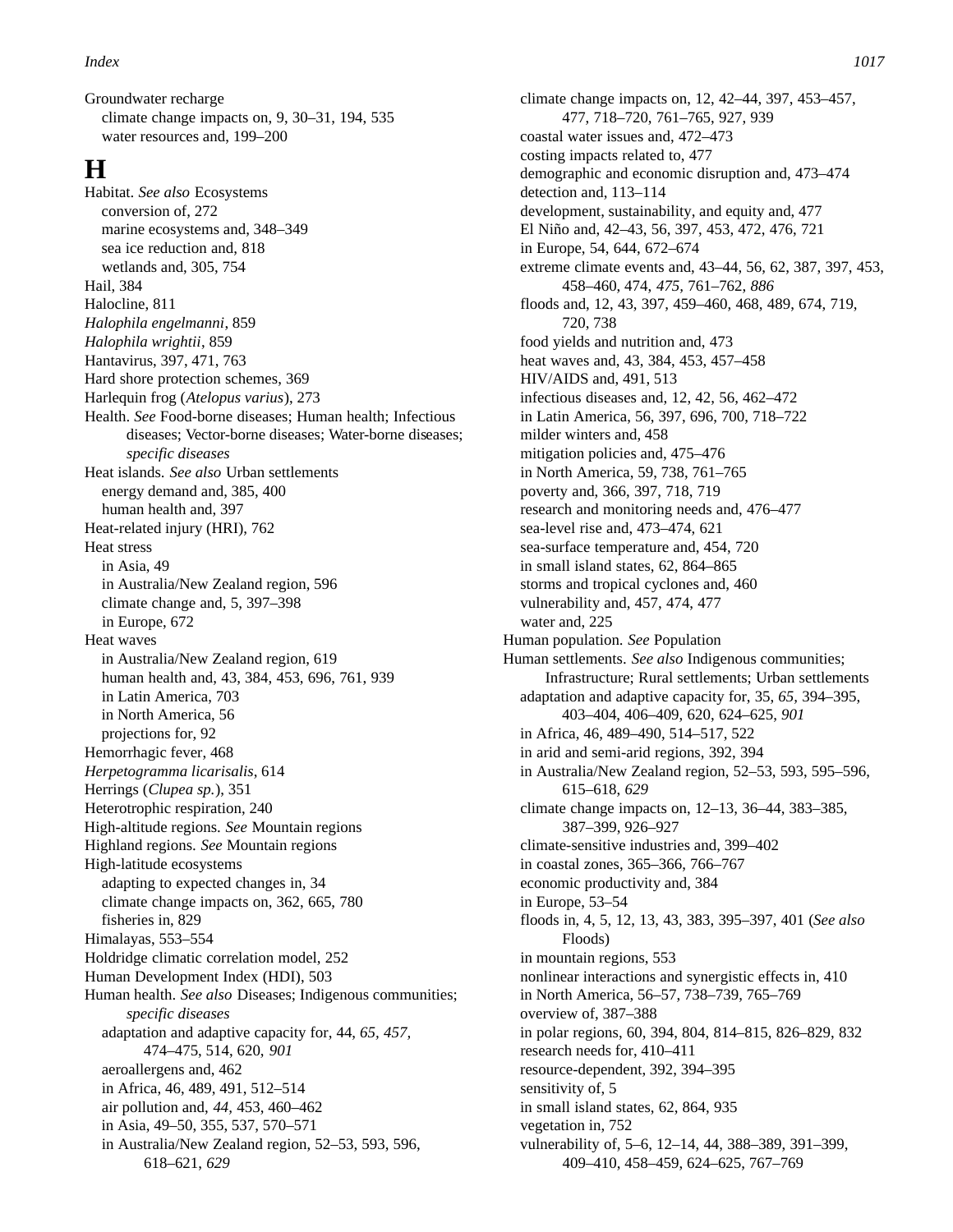Groundwater recharge
- climate change impacts on, 9, 30–31, 194, 535
- water resources and, 199–200

## H

Habitat. *See also* Ecosystems
- conversion of, 272
- marine ecosystems and, 348–349
- sea ice reduction and, 818
- wetlands and, 305, 754

Hail, 384

Halocline, 811

*Halophila engelmanni*, 859

*Halophila wrightii*, 859

Hantavirus, 397, 471, 763

Hard shore protection schemes, 369

Harlequin frog (*Atelopus varius*), 273

Health. *See* Food-borne diseases; Human health; Infectious diseases; Vector-borne diseases; Water-borne diseases; *specific diseases*

Heat islands. *See also* Urban settlements
- energy demand and, 385, 400
- human health and, 397

Heat-related injury (HRI), 762

Heat stress
- in Asia, 49
- in Australia/New Zealand region, 596
- climate change and, 5, 397–398
- in Europe, 672

Heat waves
- in Australia/New Zealand region, 619
- human health and, 43, 384, 453, 696, 761, 939
- in Latin America, 703
- in North America, 56
- projections for, 92

Hemorrhagic fever, 468

*Herpetogramma licarisalis*, 614

Herrings (*Clupea sp.*), 351

Heterotrophic respiration, 240

High-altitude regions. *See* Mountain regions

Highland regions. *See* Mountain regions

High-latitude ecosystems
- adapting to expected changes in, 34
- climate change impacts on, 362, 665, 780
- fisheries in, 829

Himalayas, 553–554

Holdridge climatic correlation model, 252

Human Development Index (HDI), 503

Human health. *See also* Diseases; Indigenous communities; *specific diseases*
- adaptation and adaptive capacity for, 44, *65, 457,* 474–475, 514, 620, *901*
- aeroallergens and, 462
- in Africa, 46, 489, 491, 512–514
- air pollution and, *44,* 453, 460–462
- in Asia, 49–50, 355, 537, 570–571
- in Australia/New Zealand region, 52–53, 593, 596, 618–621, *629*
- climate change impacts on, 12, 42–44, 397, 453–457, 477, 718–720, 761–765, 927, 939
- coastal water issues and, 472–473
- costing impacts related to, 477
- demographic and economic disruption and, 473–474
- detection and, 113–114
- development, sustainability, and equity and, 477
- El Niño and, 42–43, 56, 397, 453, 472, 476, 721
- in Europe, 54, 644, 672–674
- extreme climate events and, 43–44, 56, 62, 387, 397, 453, 458–460, 474, *475,* 761–762, *886*
- floods and, 12, 43, 397, 459–460, 468, 489, 674, 719, 720, 738
- food yields and nutrition and, 473
- heat waves and, 43, 384, 453, 457–458
- HIV/AIDS and, 491, 513
- infectious diseases and, 12, 42, 56, 462–472
- in Latin America, 56, 397, 696, 700, 718–722
- milder winters and, 458
- mitigation policies and, 475–476
- in North America, 59, 738, 761–765
- poverty and, 366, 397, 718, 719
- research and monitoring needs and, 476–477
- sea-level rise and, 473–474, 621
- sea-surface temperature and, 454, 720
- in small island states, 62, 864–865
- storms and tropical cyclones and, 460
- vulnerability and, 457, 474, 477
- water and, 225

Human population. *See* Population

Human settlements. *See also* Indigenous communities; Infrastructure; Rural settlements; Urban settlements
- adaptation and adaptive capacity for, 35, *65,* 394–395, 403–404, 406–409, 620, 624–625, *901*
- in Africa, 46, 489–490, 514–517, 522
- in arid and semi-arid regions, 392, 394
- in Australia/New Zealand region, 52–53, 593, 595–596, 615–618, *629*
- climate change impacts on, 12–13, 36–44, 383–385, 387–399, 926–927
- climate-sensitive industries and, 399–402
- in coastal zones, 365–366, 766–767
- economic productivity and, 384
- in Europe, 53–54
- floods in, 4, 5, 12, 13, 43, 383, 395–397, 401 (*See also* Floods)
- in mountain regions, 553
- nonlinear interactions and synergistic effects in, 410
- in North America, 56–57, 738–739, 765–769
- overview of, 387–388
- in polar regions, 60, 394, 804, 814–815, 826–829, 832
- research needs for, 410–411
- resource-dependent, 392, 394–395
- sensitivity of, 5
- in small island states, 62, 864, 935
- vegetation in, 752
- vulnerability of, 5–6, 12–14, 44, 388–389, 391–399, 409–410, 458–459, 624–625, 767–769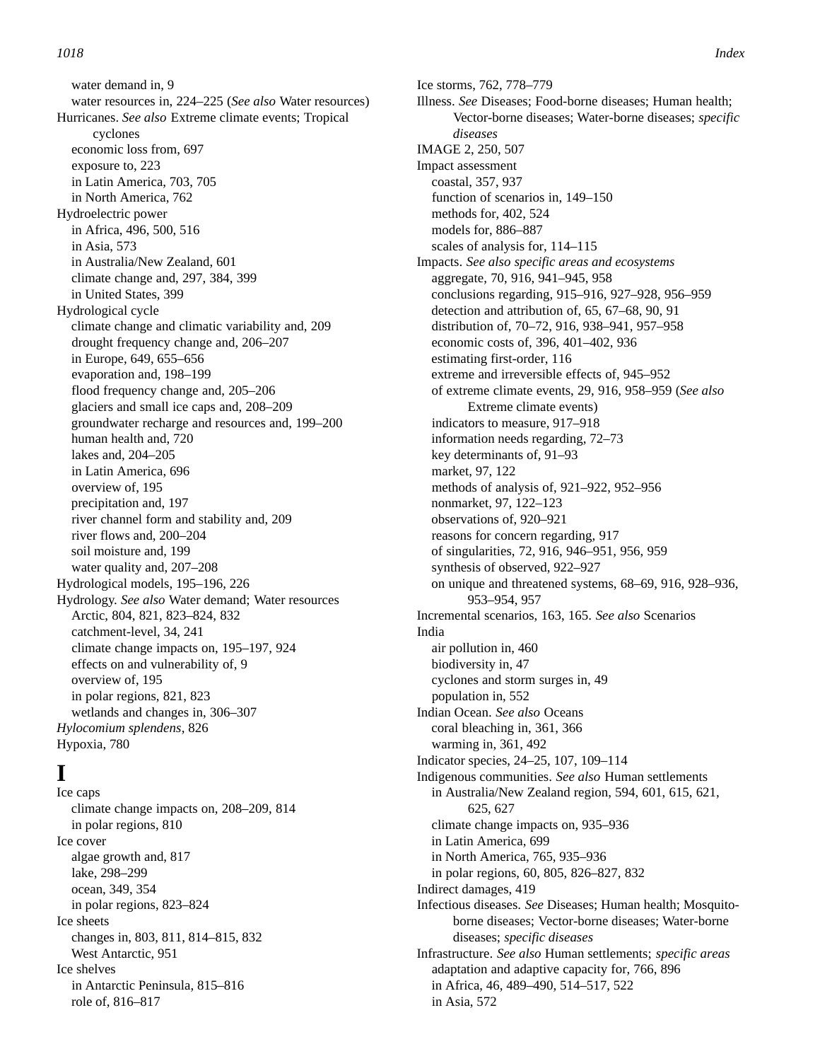water demand in, 9
water resources in, 224–225 (*See also* Water resources)
Hurricanes. *See also* Extreme climate events; Tropical cyclones
economic loss from, 697
exposure to, 223
in Latin America, 703, 705
in North America, 762
Hydroelectric power
in Africa, 496, 500, 516
in Asia, 573
in Australia/New Zealand, 601
climate change and, 297, 384, 399
in United States, 399
Hydrological cycle
climate change and climatic variability and, 209
drought frequency change and, 206–207
in Europe, 649, 655–656
evaporation and, 198–199
flood frequency change and, 205–206
glaciers and small ice caps and, 208–209
groundwater recharge and resources and, 199–200
human health and, 720
lakes and, 204–205
in Latin America, 696
overview of, 195
precipitation and, 197
river channel form and stability and, 209
river flows and, 200–204
soil moisture and, 199
water quality and, 207–208
Hydrological models, 195–196, 226
Hydrology. *See also* Water demand; Water resources
Arctic, 804, 821, 823–824, 832
catchment-level, 34, 241
climate change impacts on, 195–197, 924
effects on and vulnerability of, 9
overview of, 195
in polar regions, 821, 823
wetlands and changes in, 306–307
*Hylocomium splendens*, 826
Hypoxia, 780

# I

Ice caps
climate change impacts on, 208–209, 814
in polar regions, 810
Ice cover
algae growth and, 817
lake, 298–299
ocean, 349, 354
in polar regions, 823–824
Ice sheets
changes in, 803, 811, 814–815, 832
West Antarctic, 951
Ice shelves
in Antarctic Peninsula, 815–816
role of, 816–817
Ice storms, 762, 778–779
Illness. *See* Diseases; Food-borne diseases; Human health; Vector-borne diseases; Water-borne diseases; *specific diseases*
IMAGE 2, 250, 507
Impact assessment
coastal, 357, 937
function of scenarios in, 149–150
methods for, 402, 524
models for, 886–887
scales of analysis for, 114–115
Impacts. *See also specific areas and ecosystems*
aggregate, 70, 916, 941–945, 958
conclusions regarding, 915–916, 927–928, 956–959
detection and attribution of, 65, 67–68, 90, 91
distribution of, 70–72, 916, 938–941, 957–958
economic costs of, 396, 401–402, 936
estimating first-order, 116
extreme and irreversible effects of, 945–952
of extreme climate events, 29, 916, 958–959 (*See also* Extreme climate events)
indicators to measure, 917–918
information needs regarding, 72–73
key determinants of, 91–93
market, 97, 122
methods of analysis of, 921–922, 952–956
nonmarket, 97, 122–123
observations of, 920–921
reasons for concern regarding, 917
of singularities, 72, 916, 946–951, 956, 959
synthesis of observed, 922–927
on unique and threatened systems, 68–69, 916, 928–936, 953–954, 957
Incremental scenarios, 163, 165. *See also* Scenarios
India
air pollution in, 460
biodiversity in, 47
cyclones and storm surges in, 49
population in, 552
Indian Ocean. *See also* Oceans
coral bleaching in, 361, 366
warming in, 361, 492
Indicator species, 24–25, 107, 109–114
Indigenous communities. *See also* Human settlements
in Australia/New Zealand region, 594, 601, 615, 621, 625, 627
climate change impacts on, 935–936
in Latin America, 699
in North America, 765, 935–936
in polar regions, 60, 805, 826–827, 832
Indirect damages, 419
Infectious diseases. *See* Diseases; Human health; Mosquito-borne diseases; Vector-borne diseases; Water-borne diseases; *specific diseases*
Infrastructure. *See also* Human settlements; *specific areas*
adaptation and adaptive capacity for, 766, 896
in Africa, 46, 489–490, 514–517, 522
in Asia, 572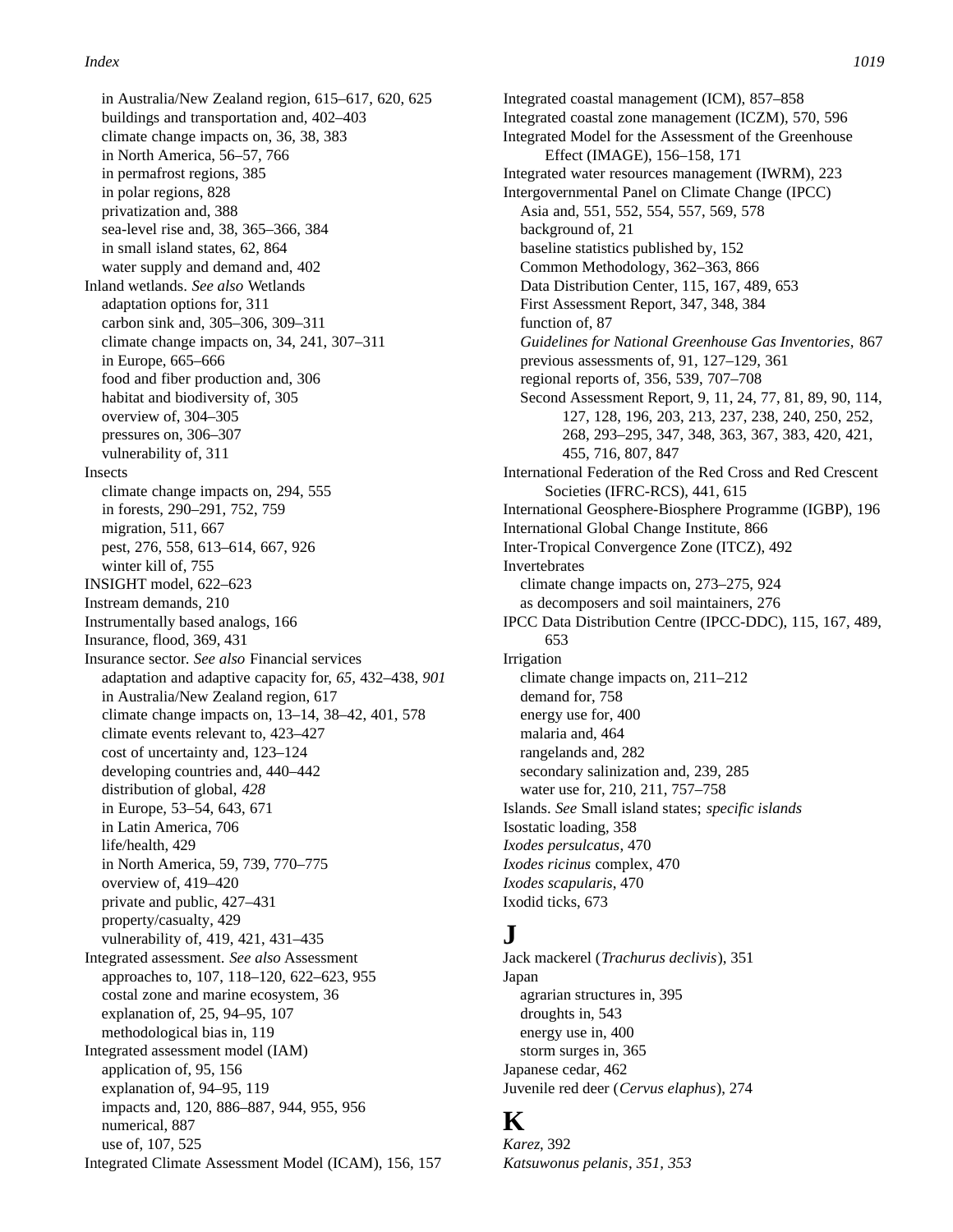in Australia/New Zealand region, 615–617, 620, 625
buildings and transportation and, 402–403
climate change impacts on, 36, 38, 383
in North America, 56–57, 766
in permafrost regions, 385
in polar regions, 828
privatization and, 388
sea-level rise and, 38, 365–366, 384
in small island states, 62, 864
water supply and demand and, 402

Inland wetlands. *See also* Wetlands
adaptation options for, 311
carbon sink and, 305–306, 309–311
climate change impacts on, 34, 241, 307–311
in Europe, 665–666
food and fiber production and, 306
habitat and biodiversity of, 305
overview of, 304–305
pressures on, 306–307
vulnerability of, 311

Insects
climate change impacts on, 294, 555
in forests, 290–291, 752, 759
migration, 511, 667
pest, 276, 558, 613–614, 667, 926
winter kill of, 755

INSIGHT model, 622–623

Instream demands, 210

Instrumentally based analogs, 166

Insurance, flood, 369, 431

Insurance sector. *See also* Financial services
adaptation and adaptive capacity for, *65*, 432–438, *901*
in Australia/New Zealand region, 617
climate change impacts on, 13–14, 38–42, 401, 578
climate events relevant to, 423–427
cost of uncertainty and, 123–124
developing countries and, 440–442
distribution of global, *428*
in Europe, 53–54, 643, 671
in Latin America, 706
life/health, 429
in North America, 59, 739, 770–775
overview of, 419–420
private and public, 427–431
property/casualty, 429
vulnerability of, 419, 421, 431–435

Integrated assessment. *See also* Assessment
approaches to, 107, 118–120, 622–623, 955
costal zone and marine ecosystem, 36
explanation of, 25, 94–95, 107
methodological bias in, 119

Integrated assessment model (IAM)
application of, 95, 156
explanation of, 94–95, 119
impacts and, 120, 886–887, 944, 955, 956
numerical, 887
use of, 107, 525

Integrated Climate Assessment Model (ICAM), 156, 157

Integrated coastal management (ICM), 857–858

Integrated coastal zone management (ICZM), 570, 596

Integrated Model for the Assessment of the Greenhouse Effect (IMAGE), 156–158, 171

Integrated water resources management (IWRM), 223

Intergovernmental Panel on Climate Change (IPCC)
Asia and, 551, 552, 554, 557, 569, 578
background of, 21
baseline statistics published by, 152
Common Methodology, 362–363, 866
Data Distribution Center, 115, 167, 489, 653
First Assessment Report, 347, 348, 384
function of, 87
*Guidelines for National Greenhouse Gas Inventories,* 867
previous assessments of, 91, 127–129, 361
regional reports of, 356, 539, 707–708
Second Assessment Report, 9, 11, 24, 77, 81, 89, 90, 114, 127, 128, 196, 203, 213, 237, 238, 240, 250, 252, 268, 293–295, 347, 348, 363, 367, 383, 420, 421, 455, 716, 807, 847

International Federation of the Red Cross and Red Crescent Societies (IFRC-RCS), 441, 615

International Geosphere-Biosphere Programme (IGBP), 196

International Global Change Institute, 866

Inter-Tropical Convergence Zone (ITCZ), 492

Invertebrates
climate change impacts on, 273–275, 924
as decomposers and soil maintainers, 276

IPCC Data Distribution Centre (IPCC-DDC), 115, 167, 489, 653

Irrigation
climate change impacts on, 211–212
demand for, 758
energy use for, 400
malaria and, 464
rangelands and, 282
secondary salinization and, 239, 285
water use for, 210, 211, 757–758

Islands. *See* Small island states; *specific islands*

Isostatic loading, 358

*Ixodes persulcatus,* 470

*Ixodes ricinus* complex, 470

*Ixodes scapularis*, 470

Ixodid ticks, 673

# J

Jack mackerel (*Trachurus declivis*), 351

Japan
agrarian structures in, 395
droughts in, 543
energy use in, 400
storm surges in, 365

Japanese cedar, 462

Juvenile red deer (*Cervus elaphus*), 274

# K

*Karez*, 392

*Katsuwonus pelanis*, *351, 353*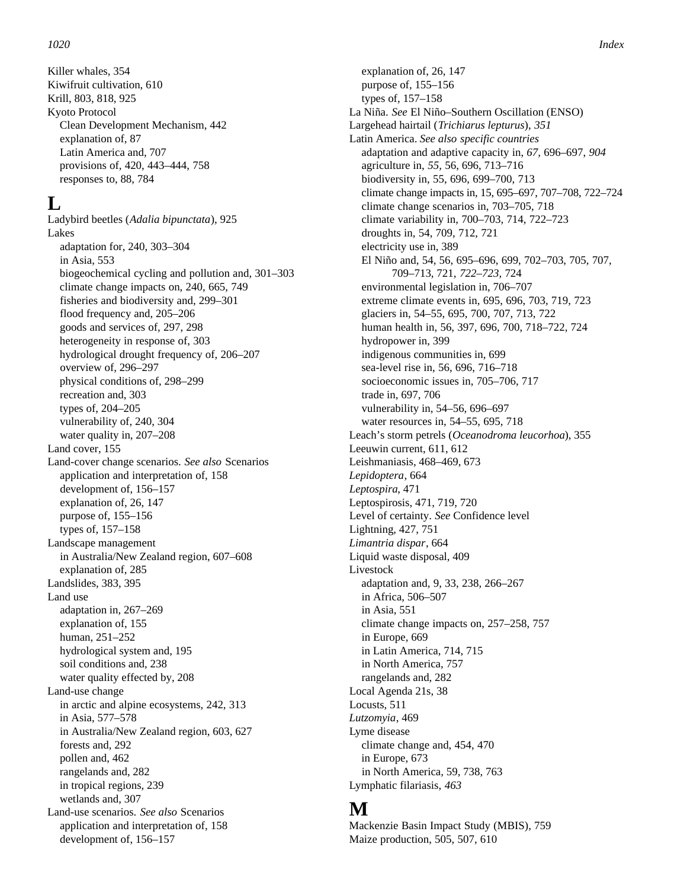Killer whales, 354
Kiwifruit cultivation, 610
Krill, 803, 818, 925
Kyoto Protocol
  Clean Development Mechanism, 442
  explanation of, 87
  Latin America and, 707
  provisions of, 420, 443–444, 758
  responses to, 88, 784

# L

Ladybird beetles (*Adalia bipunctata*), 925
Lakes
  adaptation for, 240, 303–304
  in Asia, 553
  biogeochemical cycling and pollution and, 301–303
  climate change impacts on, 240, 665, 749
  fisheries and biodiversity and, 299–301
  flood frequency and, 205–206
  goods and services of, 297, 298
  heterogeneity in response of, 303
  hydrological drought frequency of, 206–207
  overview of, 296–297
  physical conditions of, 298–299
  recreation and, 303
  types of, 204–205
  vulnerability of, 240, 304
  water quality in, 207–208
Land cover, 155
Land-cover change scenarios. *See also* Scenarios
  application and interpretation of, 158
  development of, 156–157
  explanation of, 26, 147
  purpose of, 155–156
  types of, 157–158
Landscape management
  in Australia/New Zealand region, 607–608
  explanation of, 285
Landslides, 383, 395
Land use
  adaptation in, 267–269
  explanation of, 155
  human, 251–252
  hydrological system and, 195
  soil conditions and, 238
  water quality effected by, 208
Land-use change
  in arctic and alpine ecosystems, 242, 313
  in Asia, 577–578
  in Australia/New Zealand region, 603, 627
  forests and, 292
  pollen and, 462
  rangelands and, 282
  in tropical regions, 239
  wetlands and, 307
Land-use scenarios. *See also* Scenarios
  application and interpretation of, 158
  development of, 156–157
  explanation of, 26, 147
  purpose of, 155–156
  types of, 157–158
La Niña. *See* El Niño–Southern Oscillation (ENSO)
Largehead hairtail (*Trichiarus lepturus*), *351*
Latin America. *See also specific countries*
  adaptation and adaptive capacity in, *67*, 696–697, *904*
  agriculture in, *55*, 56, 696, 713–716
  biodiversity in, 55, 696, 699–700, 713
  climate change impacts in, 15, 695–697, 707–708, 722–724
  climate change scenarios in, 703–705, 718
  climate variability in, 700–703, 714, 722–723
  droughts in, 54, 709, 712, 721
  electricity use in, 389
  El Niño and, 54, 56, 695–696, 699, 702–703, 705, 707, 709–713, 721, *722–723*, 724
  environmental legislation in, 706–707
  extreme climate events in, 695, 696, 703, 719, 723
  glaciers in, 54–55, 695, 700, 707, 713, 722
  human health in, 56, 397, 696, 700, 718–722, 724
  hydropower in, 399
  indigenous communities in, 699
  sea-level rise in, 56, 696, 716–718
  socioeconomic issues in, 705–706, 717
  trade in, 697, 706
  vulnerability in, 54–56, 696–697
  water resources in, 54–55, 695, 718
Leach's storm petrels (*Oceanodroma leucorhoa*), 355
Leeuwin current, 611, 612
Leishmaniasis, 468–469, 673
*Lepidoptera*, 664
*Leptospira*, 471
Leptospirosis, 471, 719, 720
Level of certainty. *See* Confidence level
Lightning, 427, 751
*Limantria dispar*, 664
Liquid waste disposal, 409
Livestock
  adaptation and, 9, 33, 238, 266–267
  in Africa, 506–507
  in Asia, 551
  climate change impacts on, 257–258, 757
  in Europe, 669
  in Latin America, 714, 715
  in North America, 757
  rangelands and, 282
Local Agenda 21s, 38
Locusts, 511
*Lutzomyia*, 469
Lyme disease
  climate change and, 454, 470
  in Europe, 673
  in North America, 59, 738, 763
Lymphatic filariasis, *463*

# M

Mackenzie Basin Impact Study (MBIS), 759
Maize production, 505, 507, 610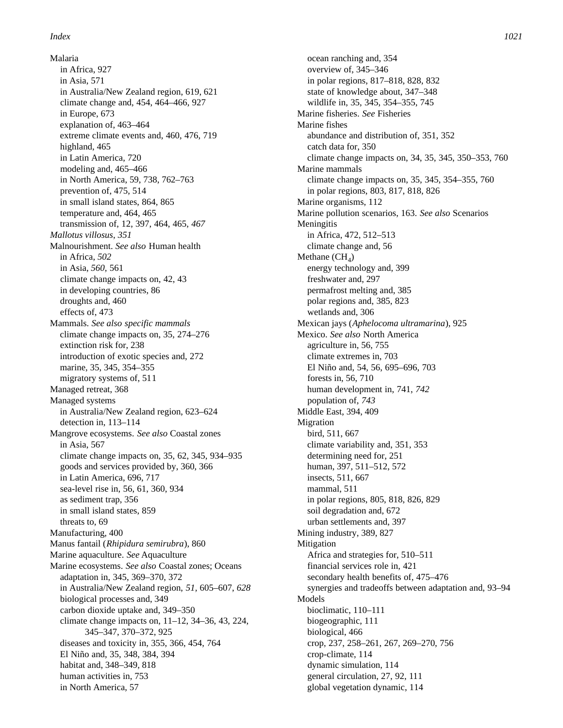Malaria
  in Africa, 927
  in Asia, 571
  in Australia/New Zealand region, 619, 621
  climate change and, 454, 464–466, 927
  in Europe, 673
  explanation of, 463–464
  extreme climate events and, 460, 476, 719
  highland, 465
  in Latin America, 720
  modeling and, 465–466
  in North America, 59, 738, 762–763
  prevention of, 475, 514
  in small island states, 864, 865
  temperature and, 464, 465
  transmission of, 12, 397, 464, 465, *467*
*Mallotus villosus*, *351*
Malnourishment. *See also* Human health
  in Africa, *502*
  in Asia, *560*, 561
  climate change impacts on, 42, 43
  in developing countries, 86
  droughts and, 460
  effects of, 473
Mammals. *See also specific mammals*
  climate change impacts on, 35, 274–276
  extinction risk for, 238
  introduction of exotic species and, 272
  marine, 35, 345, 354–355
  migratory systems of, 511
Managed retreat, 368
Managed systems
  in Australia/New Zealand region, 623–624
  detection in, 113–114
Mangrove ecosystems. *See also* Coastal zones
  in Asia, 567
  climate change impacts on, 35, 62, 345, 934–935
  goods and services provided by, 360, 366
  in Latin America, 696, 717
  sea-level rise in, 56, 61, 360, 934
  as sediment trap, 356
  in small island states, 859
  threats to, 69
Manufacturing, 400
Manus fantail (*Rhipidura semirubra*), 860
Marine aquaculture. *See* Aquaculture
Marine ecosystems. *See also* Coastal zones; Oceans
  adaptation in, 345, 369–370, 372
  in Australia/New Zealand region, *51*, 605–607, *628*
  biological processes and, 349
  carbon dioxide uptake and, 349–350
  climate change impacts on, 11–12, 34–36, 43, 224, 345–347, 370–372, 925
  diseases and toxicity in, 355, 366, 454, 764
  El Niño and, 35, 348, 384, 394
  habitat and, 348–349, 818
  human activities in, 753
  in North America, 57
  ocean ranching and, 354
  overview of, 345–346
  in polar regions, 817–818, 828, 832
  state of knowledge about, 347–348
  wildlife in, 35, 345, 354–355, 745
Marine fisheries. *See* Fisheries
Marine fishes
  abundance and distribution of, 351, 352
  catch data for, 350
  climate change impacts on, 34, 35, 345, 350–353, 760
Marine mammals
  climate change impacts on, 35, 345, 354–355, 760
  in polar regions, 803, 817, 818, 826
Marine organisms, 112
Marine pollution scenarios, 163. *See also* Scenarios
Meningitis
  in Africa, 472, 512–513
  climate change and, 56
Methane ($CH_4$)
  energy technology and, 399
  freshwater and, 297
  permafrost melting and, 385
  polar regions and, 385, 823
  wetlands and, 306
Mexican jays (*Aphelocoma ultramarina*), 925
Mexico. *See also* North America
  agriculture in, 56, 755
  climate extremes in, 703
  El Niño and, 54, 56, 695–696, 703
  forests in, 56, 710
  human development in, 741, *742*
  population of, *743*
Middle East, 394, 409
Migration
  bird, 511, 667
  climate variability and, 351, 353
  determining need for, 251
  human, 397, 511–512, 572
  insects, 511, 667
  mammal, 511
  in polar regions, 805, 818, 826, 829
  soil degradation and, 672
  urban settlements and, 397
Mining industry, 389, 827
Mitigation
  Africa and strategies for, 510–511
  financial services role in, 421
  secondary health benefits of, 475–476
  synergies and tradeoffs between adaptation and, 93–94
Models
  bioclimatic, 110–111
  biogeographic, 111
  biological, 466
  crop, 237, 258–261, 267, 269–270, 756
  crop-climate, 114
  dynamic simulation, 114
  general circulation, 27, 92, 111
  global vegetation dynamic, 114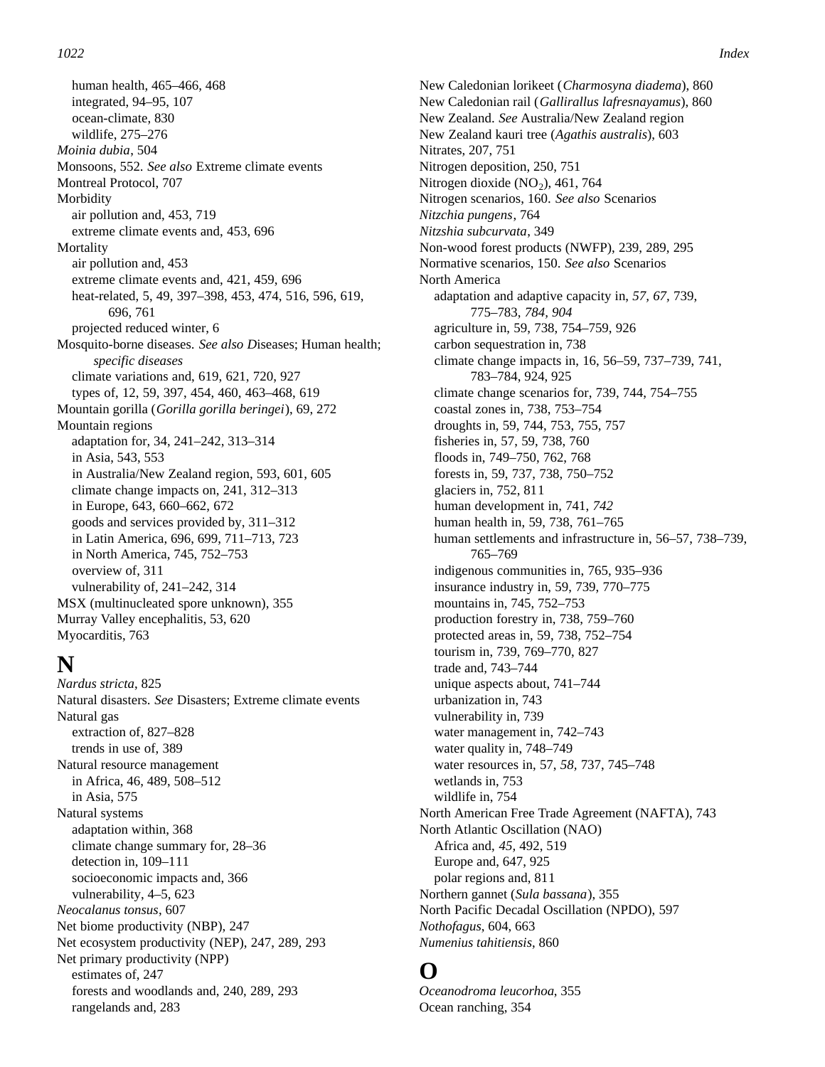human health, 465–466, 468
integrated, 94–95, 107
ocean-climate, 830
wildlife, 275–276

*Moinia dubia*, 504
Monsoons, 552. *See also* Extreme climate events
Montreal Protocol, 707
Morbidity
air pollution and, 453, 719
extreme climate events and, 453, 696
Mortality
air pollution and, 453
extreme climate events and, 421, 459, 696
heat-related, 5, 49, 397–398, 453, 474, 516, 596, 619, 696, 761
projected reduced winter, 6
Mosquito-borne diseases. *See also D*iseases; Human health; *specific diseases*
climate variations and, 619, 621, 720, 927
types of, 12, 59, 397, 454, 460, 463–468, 619
Mountain gorilla (*Gorilla gorilla beringei*), 69, 272
Mountain regions
adaptation for, 34, 241–242, 313–314
in Asia, 543, 553
in Australia/New Zealand region, 593, 601, 605
climate change impacts on, 241, 312–313
in Europe, 643, 660–662, 672
goods and services provided by, 311–312
in Latin America, 696, 699, 711–713, 723
in North America, 745, 752–753
overview of, 311
vulnerability of, 241–242, 314
MSX (multinucleated spore unknown), 355
Murray Valley encephalitis, 53, 620
Myocarditis, 763

# N

*Nardus stricta*, 825
Natural disasters. *See* Disasters; Extreme climate events
Natural gas
extraction of, 827–828
trends in use of, 389
Natural resource management
in Africa, 46, 489, 508–512
in Asia, 575
Natural systems
adaptation within, 368
climate change summary for, 28–36
detection in, 109–111
socioeconomic impacts and, 366
vulnerability, 4–5, 623
*Neocalanus tonsus*, 607
Net biome productivity (NBP), 247
Net ecosystem productivity (NEP), 247, 289, 293
Net primary productivity (NPP)
estimates of, 247
forests and woodlands and, 240, 289, 293
rangelands and, 283

New Caledonian lorikeet (*Charmosyna diadema*), 860
New Caledonian rail (*Gallirallus lafresnayamus*), 860
New Zealand. *See* Australia/New Zealand region
New Zealand kauri tree (*Agathis australis*), 603
Nitrates, 207, 751
Nitrogen deposition, 250, 751
Nitrogen dioxide ($NO_2$), 461, 764
Nitrogen scenarios, 160. *See also* Scenarios
*Nitzchia pungens*, 764
*Nitzshia subcurvata*, 349
Non-wood forest products (NWFP), 239, 289, 295
Normative scenarios, 150. *See also* Scenarios
North America
adaptation and adaptive capacity in, *57, 67,* 739, 775–783, *784, 904*
agriculture in, 59, 738, 754–759, 926
carbon sequestration in, 738
climate change impacts in, 16, 56–59, 737–739, 741, 783–784, 924, 925
climate change scenarios for, 739, 744, 754–755
coastal zones in, 738, 753–754
droughts in, 59, 744, 753, 755, 757
fisheries in, 57, 59, 738, 760
floods in, 749–750, 762, 768
forests in, 59, 737, 738, 750–752
glaciers in, 752, 811
human development in, 741, *742*
human health in, 59, 738, 761–765
human settlements and infrastructure in, 56–57, 738–739, 765–769
indigenous communities in, 765, 935–936
insurance industry in, 59, 739, 770–775
mountains in, 745, 752–753
production forestry in, 738, 759–760
protected areas in, 59, 738, 752–754
tourism in, 739, 769–770, 827
trade and, 743–744
unique aspects about, 741–744
urbanization in, 743
vulnerability in, 739
water management in, 742–743
water quality in, 748–749
water resources in, 57, *58,* 737, 745–748
wetlands in, 753
wildlife in, 754
North American Free Trade Agreement (NAFTA), 743
North Atlantic Oscillation (NAO)
Africa and, *45,* 492, 519
Europe and, 647, 925
polar regions and, 811
Northern gannet (*Sula bassana*), 355
North Pacific Decadal Oscillation (NPDO), 597
*Nothofagus*, 604, 663
*Numenius tahitiensis*, 860

# O

*Oceanodroma leucorhoa*, 355
Ocean ranching, 354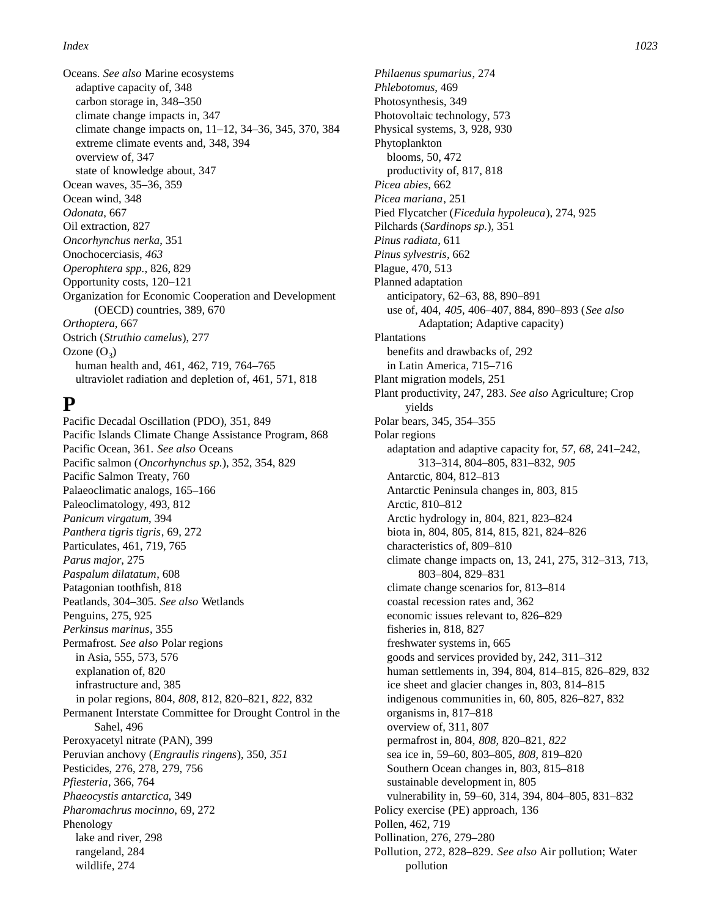Oceans. *See also* Marine ecosystems
- adaptive capacity of, 348
- carbon storage in, 348–350
- climate change impacts in, 347
- climate change impacts on, 11–12, 34–36, 345, 370, 384
- extreme climate events and, 348, 394
- overview of, 347
- state of knowledge about, 347

Ocean waves, 35–36, 359
Ocean wind, 348
*Odonata*, 667
Oil extraction, 827
*Oncorhynchus nerka*, 351
Onochocerciasis, *463*
*Operophtera spp.*, 826, 829
Opportunity costs, 120–121
Organization for Economic Cooperation and Development (OECD) countries, 389, 670
*Orthoptera*, 667
Ostrich (*Struthio camelus*), 277
Ozone ($O_3$)
- human health and, 461, 462, 719, 764–765
- ultraviolet radiation and depletion of, 461, 571, 818

# P

Pacific Decadal Oscillation (PDO), 351, 849
Pacific Islands Climate Change Assistance Program, 868
Pacific Ocean, 361. *See also* Oceans
Pacific salmon (*Oncorhynchus sp.*), 352, 354, 829
Pacific Salmon Treaty, 760
Palaeoclimatic analogs, 165–166
Paleoclimatology, 493, 812
*Panicum virgatum*, 394
*Panthera tigris tigris*, 69, 272
Particulates, 461, 719, 765
*Parus major*, 275
*Paspalum dilatatum*, 608
Patagonian toothfish, 818
Peatlands, 304–305. *See also* Wetlands
Penguins, 275, 925
*Perkinsus marinus*, 355
Permafrost. *See also* Polar regions
- in Asia, 555, 573, 576
- explanation of, 820
- infrastructure and, 385
- in polar regions, 804, *808*, 812, 820–821, *822*, 832

Permanent Interstate Committee for Drought Control in the Sahel, 496
Peroxyacetyl nitrate (PAN), 399
Peruvian anchovy (*Engraulis ringens*), 350, *351*
Pesticides, 276, 278, 279, 756
*Pfiesteria*, 366, 764
*Phaeocystis antarctica*, 349
*Pharomachrus mocinno*, 69, 272
Phenology
- lake and river, 298
- rangeland, 284
- wildlife, 274

*Philaenus spumarius*, 274
*Phlebotomus*, 469
Photosynthesis, 349
Photovoltaic technology, 573
Physical systems, 3, 928, 930
Phytoplankton
- blooms, 50, 472
- productivity of, 817, 818

*Picea abies*, 662
*Picea mariana*, 251
Pied Flycatcher (*Ficedula hypoleuca*), 274, 925
Pilchards (*Sardinops sp.*), 351
*Pinus radiata*, 611
*Pinus sylvestris*, 662
Plague, 470, 513
Planned adaptation
- anticipatory, 62–63, 88, 890–891
- use of, 404, *405*, 406–407, 884, 890–893 (*See also* Adaptation; Adaptive capacity)

Plantations
- benefits and drawbacks of, 292
- in Latin America, 715–716

Plant migration models, 251
Plant productivity, 247, 283. *See also* Agriculture; Crop yields
Polar bears, 345, 354–355
Polar regions
- adaptation and adaptive capacity for, *57*, *68*, 241–242, 313–314, 804–805, 831–832, *905*
- Antarctic, 804, 812–813
- Antarctic Peninsula changes in, 803, 815
- Arctic, 810–812
- Arctic hydrology in, 804, 821, 823–824
- biota in, 804, 805, 814, 815, 821, 824–826
- characteristics of, 809–810
- climate change impacts on, 13, 241, 275, 312–313, 713, 803–804, 829–831
- climate change scenarios for, 813–814
- coastal recession rates and, 362
- economic issues relevant to, 826–829
- fisheries in, 818, 827
- freshwater systems in, 665
- goods and services provided by, 242, 311–312
- human settlements in, 394, 804, 814–815, 826–829, 832
- ice sheet and glacier changes in, 803, 814–815
- indigenous communities in, 60, 805, 826–827, 832
- organisms in, 817–818
- overview of, 311, 807
- permafrost in, 804, *808*, 820–821, *822*
- sea ice in, 59–60, 803–805, *808*, 819–820
- Southern Ocean changes in, 803, 815–818
- sustainable development in, 805
- vulnerability in, 59–60, 314, 394, 804–805, 831–832

Policy exercise (PE) approach, 136
Pollen, 462, 719
Pollination, 276, 279–280
Pollution, 272, 828–829. *See also* Air pollution; Water pollution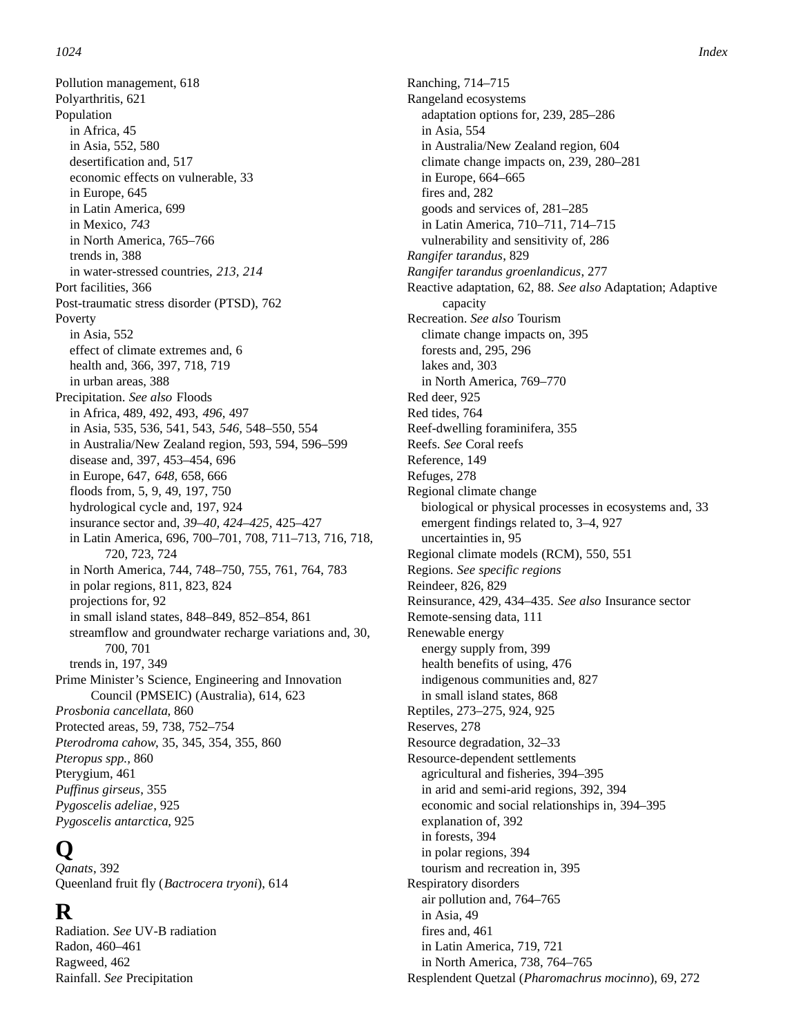Pollution management, 618
Polyarthritis, 621
Population
  in Africa, 45
  in Asia, 552, 580
  desertification and, 517
  economic effects on vulnerable, 33
  in Europe, 645
  in Latin America, 699
  in Mexico, *743*
  in North America, 765–766
  trends in, 388
  in water-stressed countries, *213*, *214*
Port facilities, 366
Post-traumatic stress disorder (PTSD), 762
Poverty
  in Asia, 552
  effect of climate extremes and, 6
  health and, 366, 397, 718, 719
  in urban areas, 388
Precipitation. *See also* Floods
  in Africa, 489, 492, 493, *496*, 497
  in Asia, 535, 536, 541, 543, *546*, 548–550, 554
  in Australia/New Zealand region, 593, 594, 596–599
  disease and, 397, 453–454, 696
  in Europe, 647, *648*, 658, 666
  floods from, 5, 9, 49, 197, 750
  hydrological cycle and, 197, 924
  insurance sector and, *39–40*, *424–425*, 425–427
  in Latin America, 696, 700–701, 708, 711–713, 716, 718, 720, 723, 724
  in North America, 744, 748–750, 755, 761, 764, 783
  in polar regions, 811, 823, 824
  projections for, 92
  in small island states, 848–849, 852–854, 861
  streamflow and groundwater recharge variations and, 30, 700, 701
  trends in, 197, 349
Prime Minister's Science, Engineering and Innovation Council (PMSEIC) (Australia), 614, 623
*Prosbonia cancellata*, 860
Protected areas, 59, 738, 752–754
*Pterodroma cahow*, 35, 345, 354, 355, 860
*Pteropus spp.*, 860
Pterygium, 461
*Puffinus girseus*, 355
*Pygoscelis adeliae*, 925
*Pygoscelis antarctica*, 925

# Q

*Qanats*, 392
Queenland fruit fly (*Bactrocera tryoni*), 614

# R

Radiation. *See* UV-B radiation
Radon, 460–461
Ragweed, 462
Rainfall. *See* Precipitation
Ranching, 714–715
Rangeland ecosystems
  adaptation options for, 239, 285–286
  in Asia, 554
  in Australia/New Zealand region, 604
  climate change impacts on, 239, 280–281
  in Europe, 664–665
  fires and, 282
  goods and services of, 281–285
  in Latin America, 710–711, 714–715
  vulnerability and sensitivity of, 286
*Rangifer tarandus*, 829
*Rangifer tarandus groenlandicus*, 277
Reactive adaptation, 62, 88. *See also* Adaptation; Adaptive capacity
Recreation. *See also* Tourism
  climate change impacts on, 395
  forests and, 295, 296
  lakes and, 303
  in North America, 769–770
Red deer, 925
Red tides, 764
Reef-dwelling foraminifera, 355
Reefs. *See* Coral reefs
Reference, 149
Refuges, 278
Regional climate change
  biological or physical processes in ecosystems and, 33
  emergent findings related to, 3–4, 927
  uncertainties in, 95
Regional climate models (RCM), 550, 551
Regions. *See specific regions*
Reindeer, 826, 829
Reinsurance, 429, 434–435. *See also* Insurance sector
Remote-sensing data, 111
Renewable energy
  energy supply from, 399
  health benefits of using, 476
  indigenous communities and, 827
  in small island states, 868
Reptiles, 273–275, 924, 925
Reserves, 278
Resource degradation, 32–33
Resource-dependent settlements
  agricultural and fisheries, 394–395
  in arid and semi-arid regions, 392, 394
  economic and social relationships in, 394–395
  explanation of, 392
  in forests, 394
  in polar regions, 394
  tourism and recreation in, 395
Respiratory disorders
  air pollution and, 764–765
  in Asia, 49
  fires and, 461
  in Latin America, 719, 721
  in North America, 738, 764–765
Resplendent Quetzal (*Pharomachrus mocinno*), 69, 272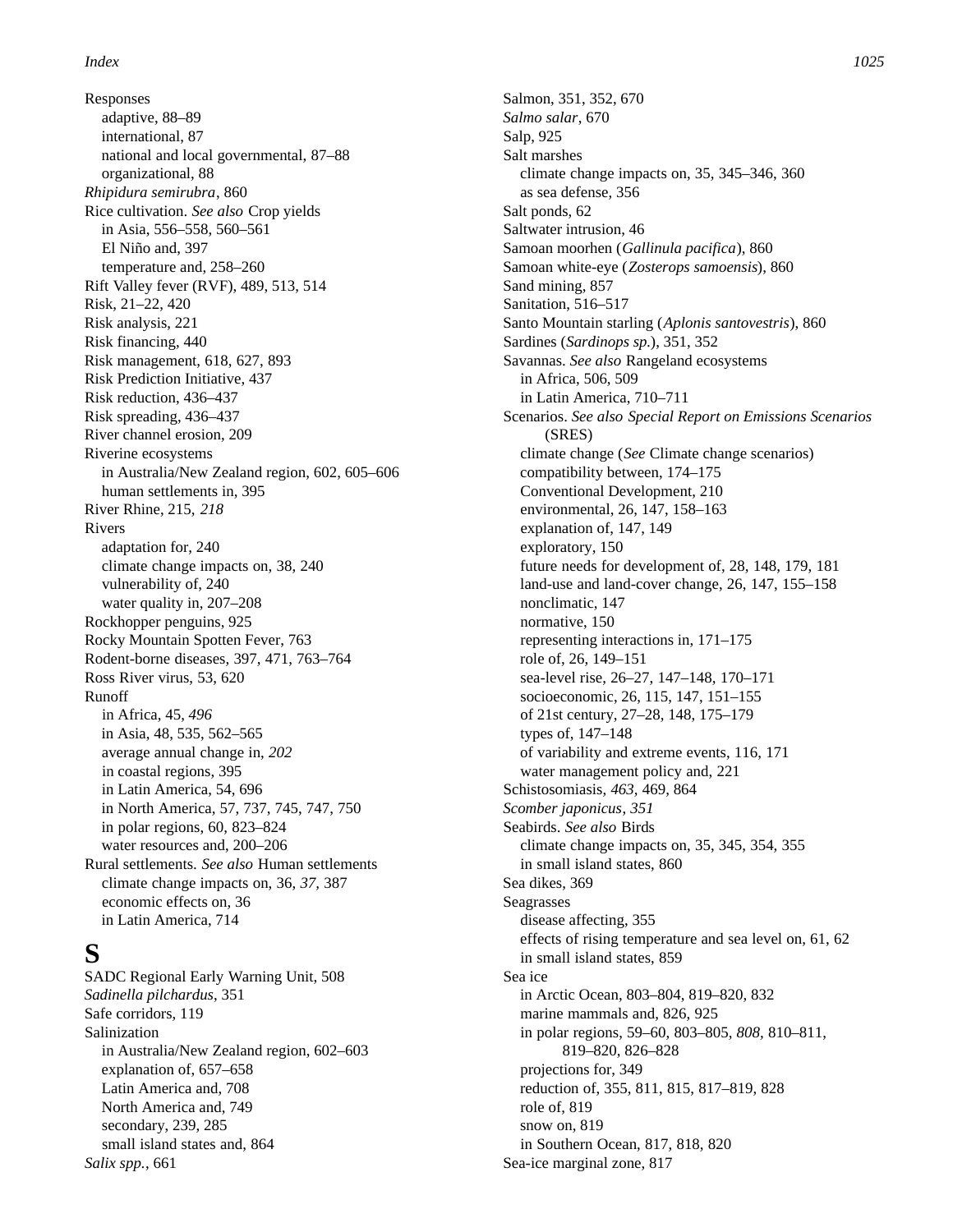Responses
- adaptive, 88–89
- international, 87
- national and local governmental, 87–88
- organizational, 88

*Rhipidura semirubra*, 860
Rice cultivation. *See also* Crop yields
- in Asia, 556–558, 560–561
- El Niño and, 397
- temperature and, 258–260

Rift Valley fever (RVF), 489, 513, 514
Risk, 21–22, 420
Risk analysis, 221
Risk financing, 440
Risk management, 618, 627, 893
Risk Prediction Initiative, 437
Risk reduction, 436–437
Risk spreading, 436–437
River channel erosion, 209
Riverine ecosystems
- in Australia/New Zealand region, 602, 605–606
- human settlements in, 395

River Rhine, 215, *218*
Rivers
- adaptation for, 240
- climate change impacts on, 38, 240
- vulnerability of, 240
- water quality in, 207–208

Rockhopper penguins, 925
Rocky Mountain Spotten Fever, 763
Rodent-borne diseases, 397, 471, 763–764
Ross River virus, 53, 620
Runoff
- in Africa, 45, *496*
- in Asia, 48, 535, 562–565
- average annual change in, *202*
- in coastal regions, 395
- in Latin America, 54, 696
- in North America, 57, 737, 745, 747, 750
- in polar regions, 60, 823–824
- water resources and, 200–206

Rural settlements. *See also* Human settlements
- climate change impacts on, 36, *37*, 387
- economic effects on, 36
- in Latin America, 714

# S

SADC Regional Early Warning Unit, 508
*Sadinella pilchardus*, 351
Safe corridors, 119
Salinization
- in Australia/New Zealand region, 602–603
- explanation of, 657–658
- Latin America and, 708
- North America and, 749
- secondary, 239, 285
- small island states and, 864

*Salix spp.*, 661
Salmon, 351, 352, 670
*Salmo salar*, 670
Salp, 925
Salt marshes
- climate change impacts on, 35, 345–346, 360
- as sea defense, 356

Salt ponds, 62
Saltwater intrusion, 46
Samoan moorhen (*Gallinula pacifica*), 860
Samoan white-eye (*Zosterops samoensis*), 860
Sand mining, 857
Sanitation, 516–517
Santo Mountain starling (*Aplonis santovestris*), 860
Sardines (*Sardinops sp.*), 351, 352
Savannas. *See also* Rangeland ecosystems
- in Africa, 506, 509
- in Latin America, 710–711

Scenarios. *See also Special Report on Emissions Scenarios* (SRES)
- climate change (*See* Climate change scenarios)
- compatibility between, 174–175
- Conventional Development, 210
- environmental, 26, 147, 158–163
- explanation of, 147, 149
- exploratory, 150
- future needs for development of, 28, 148, 179, 181
- land-use and land-cover change, 26, 147, 155–158
- nonclimatic, 147
- normative, 150
- representing interactions in, 171–175
- role of, 26, 149–151
- sea-level rise, 26–27, 147–148, 170–171
- socioeconomic, 26, 115, 147, 151–155
- of 21st century, 27–28, 148, 175–179
- types of, 147–148
- of variability and extreme events, 116, 171
- water management policy and, 221

Schistosomiasis, *463*, 469, 864
*Scomber japonicus*, *351*
Seabirds. *See also* Birds
- climate change impacts on, 35, 345, 354, 355
- in small island states, 860

Sea dikes, 369
Seagrasses
- disease affecting, 355
- effects of rising temperature and sea level on, 61, 62
- in small island states, 859

Sea ice
- in Arctic Ocean, 803–804, 819–820, 832
- marine mammals and, 826, 925
- in polar regions, 59–60, 803–805, *808*, 810–811, 819–820, 826–828
- projections for, 349
- reduction of, 355, 811, 815, 817–819, 828
- role of, 819
- snow on, 819
- in Southern Ocean, 817, 818, 820

Sea-ice marginal zone, 817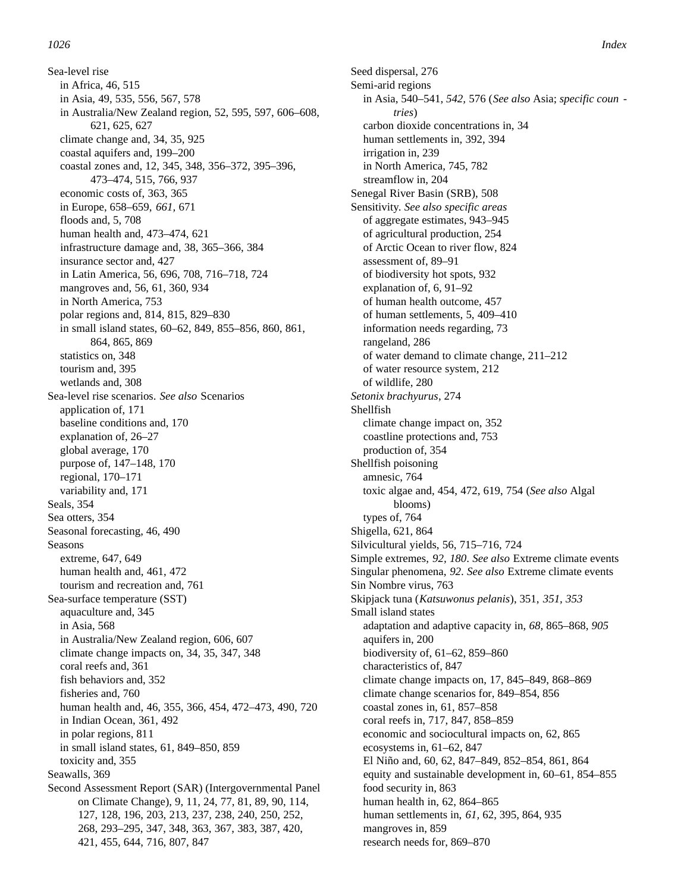Sea-level rise
- in Africa, 46, 515
- in Asia, 49, 535, 556, 567, 578
- in Australia/New Zealand region, 52, 595, 597, 606–608, 621, 625, 627
- climate change and, 34, 35, 925
- coastal aquifers and, 199–200
- coastal zones and, 12, 345, 348, 356–372, 395–396, 473–474, 515, 766, 937
- economic costs of, 363, 365
- in Europe, 658–659, *661*, 671
- floods and, 5, 708
- human health and, 473–474, 621
- infrastructure damage and, 38, 365–366, 384
- insurance sector and, 427
- in Latin America, 56, 696, 708, 716–718, 724
- mangroves and, 56, 61, 360, 934
- in North America, 753
- polar regions and, 814, 815, 829–830
- in small island states, 60–62, 849, 855–856, 860, 861, 864, 865, 869
- statistics on, 348
- tourism and, 395
- wetlands and, 308

Sea-level rise scenarios. *See also* Scenarios
- application of, 171
- baseline conditions and, 170
- explanation of, 26–27
- global average, 170
- purpose of, 147–148, 170
- regional, 170–171
- variability and, 171

Seals, 354

Sea otters, 354

Seasonal forecasting, 46, 490

Seasons
- extreme, 647, 649
- human health and, 461, 472
- tourism and recreation and, 761

Sea-surface temperature (SST)
- aquaculture and, 345
- in Asia, 568
- in Australia/New Zealand region, 606, 607
- climate change impacts on, 34, 35, 347, 348
- coral reefs and, 361
- fish behaviors and, 352
- fisheries and, 760
- human health and, 46, 355, 366, 454, 472–473, 490, 720
- in Indian Ocean, 361, 492
- in polar regions, 811
- in small island states, 61, 849–850, 859
- toxicity and, 355

Seawalls, 369

Second Assessment Report (SAR) (Intergovernmental Panel on Climate Change), 9, 11, 24, 77, 81, 89, 90, 114, 127, 128, 196, 203, 213, 237, 238, 240, 250, 252, 268, 293–295, 347, 348, 363, 367, 383, 387, 420, 421, 455, 644, 716, 807, 847

Seed dispersal, 276

Semi-arid regions
- in Asia, 540–541, *542*, 576 (*See also* Asia; *specific countries*)
- carbon dioxide concentrations in, 34
- human settlements in, 392, 394
- irrigation in, 239
- in North America, 745, 782
- streamflow in, 204

Senegal River Basin (SRB), 508

Sensitivity. *See also specific areas*
- of aggregate estimates, 943–945
- of agricultural production, 254
- of Arctic Ocean to river flow, 824
- assessment of, 89–91
- of biodiversity hot spots, 932
- explanation of, 6, 91–92
- of human health outcome, 457
- of human settlements, 5, 409–410
- information needs regarding, 73
- rangeland, 286
- of water demand to climate change, 211–212
- of water resource system, 212
- of wildlife, 280

*Setonix brachyurus*, 274

Shellfish
- climate change impact on, 352
- coastline protections and, 753
- production of, 354

Shellfish poisoning
- amnesic, 764
- toxic algae and, 454, 472, 619, 754 (*See also* Algal blooms)
- types of, 764

Shigella, 621, 864

Silvicultural yields, 56, 715–716, 724

Simple extremes, *92, 180*. *See also* Extreme climate events

Singular phenomena, *92*. *See also* Extreme climate events

Sin Nombre virus, 763

Skipjack tuna (*Katsuwonus pelanis*), 351, *351, 353*

Small island states
- adaptation and adaptive capacity in, *68,* 865–868, *905*
- aquifers in, 200
- biodiversity of, 61–62, 859–860
- characteristics of, 847
- climate change impacts on, 17, 845–849, 868–869
- climate change scenarios for, 849–854, 856
- coastal zones in, 61, 857–858
- coral reefs in, 717, 847, 858–859
- economic and sociocultural impacts on, 62, 865
- ecosystems in, 61–62, 847
- El Niño and, 60, 62, 847–849, 852–854, 861, 864
- equity and sustainable development in, 60–61, 854–855
- food security in, 863
- human health in, 62, 864–865
- human settlements in, *61,* 62, 395, 864, 935
- mangroves in, 859
- research needs for, 869–870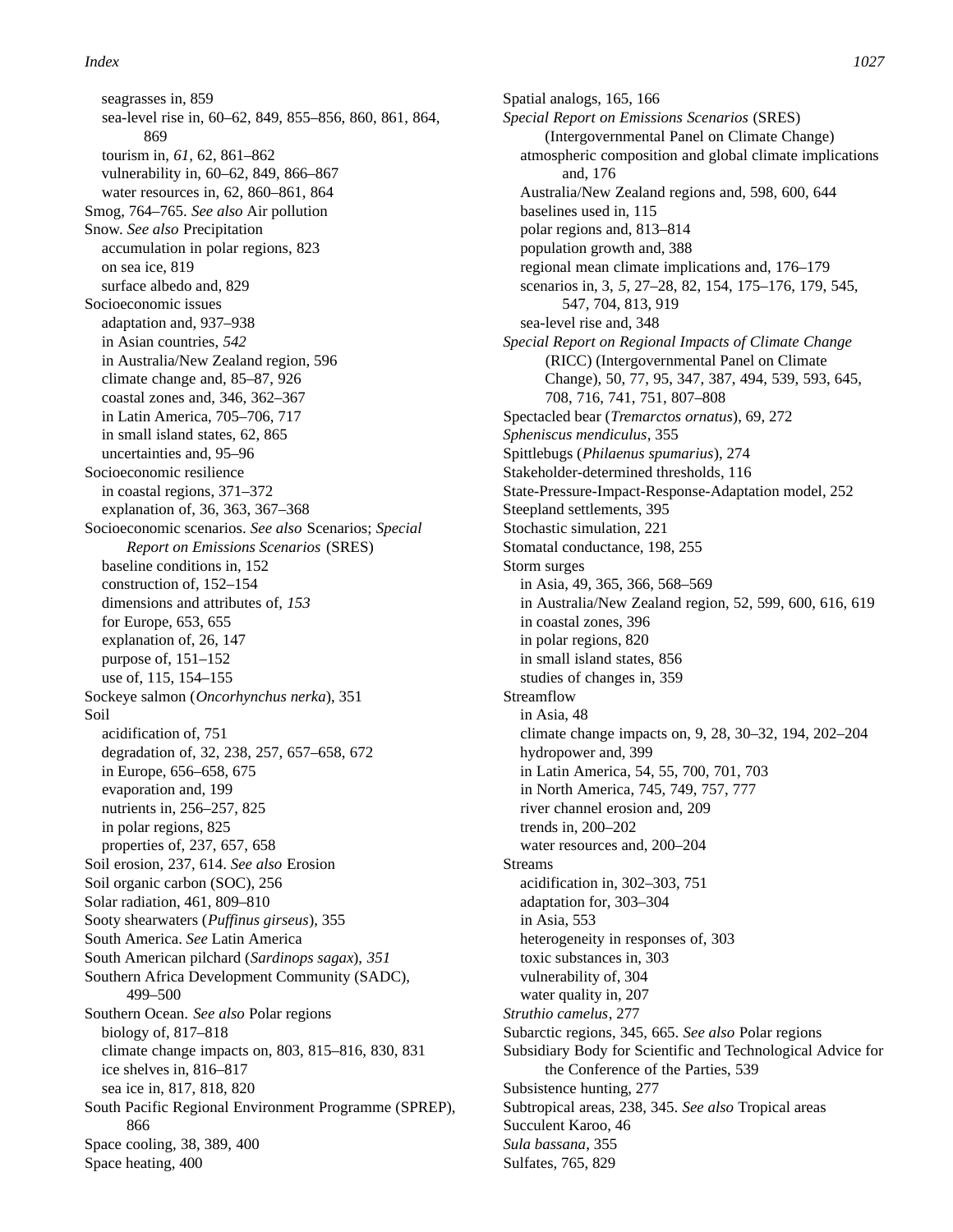seagrasses in, 859
 sea-level rise in, 60–62, 849, 855–856, 860, 861, 864, 869
 tourism in, *61,* 62, 861–862
 vulnerability in, 60–62, 849, 866–867
 water resources in, 62, 860–861, 864
Smog, 764–765. *See also* Air pollution
Snow. *See also* Precipitation
 accumulation in polar regions, 823
 on sea ice, 819
 surface albedo and, 829
Socioeconomic issues
 adaptation and, 937–938
 in Asian countries, *542*
 in Australia/New Zealand region, 596
 climate change and, 85–87, 926
 coastal zones and, 346, 362–367
 in Latin America, 705–706, 717
 in small island states, 62, 865
 uncertainties and, 95–96
Socioeconomic resilience
 in coastal regions, 371–372
 explanation of, 36, 363, 367–368
Socioeconomic scenarios. *See also* Scenarios; *Special Report on Emissions Scenarios* (SRES)
 baseline conditions in, 152
 construction of, 152–154
 dimensions and attributes of, *153*
 for Europe, 653, 655
 explanation of, 26, 147
 purpose of, 151–152
 use of, 115, 154–155
Sockeye salmon (*Oncorhynchus nerka*), 351
Soil
 acidification of, 751
 degradation of, 32, 238, 257, 657–658, 672
 in Europe, 656–658, 675
 evaporation and, 199
 nutrients in, 256–257, 825
 in polar regions, 825
 properties of, 237, 657, 658
Soil erosion, 237, 614. *See also* Erosion
Soil organic carbon (SOC), 256
Solar radiation, 461, 809–810
Sooty shearwaters (*Puffinus girseus*), 355
South America. *See* Latin America
South American pilchard (*Sardinops sagax*), *351*
Southern Africa Development Community (SADC), 499–500
Southern Ocean. *See also* Polar regions
 biology of, 817–818
 climate change impacts on, 803, 815–816, 830, 831
 ice shelves in, 816–817
 sea ice in, 817, 818, 820
South Pacific Regional Environment Programme (SPREP), 866
Space cooling, 38, 389, 400
Space heating, 400
Spatial analogs, 165, 166
*Special Report on Emissions Scenarios* (SRES) (Intergovernmental Panel on Climate Change)
 atmospheric composition and global climate implications and, 176
 Australia/New Zealand regions and, 598, 600, 644
 baselines used in, 115
 polar regions and, 813–814
 population growth and, 388
 regional mean climate implications and, 176–179
 scenarios in, 3, *5,* 27–28, 82, 154, 175–176, 179, 545, 547, 704, 813, 919
 sea-level rise and, 348
*Special Report on Regional Impacts of Climate Change* (RICC) (Intergovernmental Panel on Climate Change), 50, 77, 95, 347, 387, 494, 539, 593, 645, 708, 716, 741, 751, 807–808
Spectacled bear (*Tremarctos ornatus*), 69, 272
*Spheniscus mendiculus*, 355
Spittlebugs (*Philaenus spumarius*), 274
Stakeholder-determined thresholds, 116
State-Pressure-Impact-Response-Adaptation model, 252
Steepland settlements, 395
Stochastic simulation, 221
Stomatal conductance, 198, 255
Storm surges
 in Asia, 49, 365, 366, 568–569
 in Australia/New Zealand region, 52, 599, 600, 616, 619
 in coastal zones, 396
 in polar regions, 820
 in small island states, 856
 studies of changes in, 359
Streamflow
 in Asia, 48
 climate change impacts on, 9, 28, 30–32, 194, 202–204
 hydropower and, 399
 in Latin America, 54, 55, 700, 701, 703
 in North America, 745, 749, 757, 777
 river channel erosion and, 209
 trends in, 200–202
 water resources and, 200–204
Streams
 acidification in, 302–303, 751
 adaptation for, 303–304
 in Asia, 553
 heterogeneity in responses of, 303
 toxic substances in, 303
 vulnerability of, 304
 water quality in, 207
*Struthio camelus*, 277
Subarctic regions, 345, 665. *See also* Polar regions
Subsidiary Body for Scientific and Technological Advice for the Conference of the Parties, 539
Subsistence hunting, 277
Subtropical areas, 238, 345. *See also* Tropical areas
Succulent Karoo, 46
*Sula bassana*, 355
Sulfates, 765, 829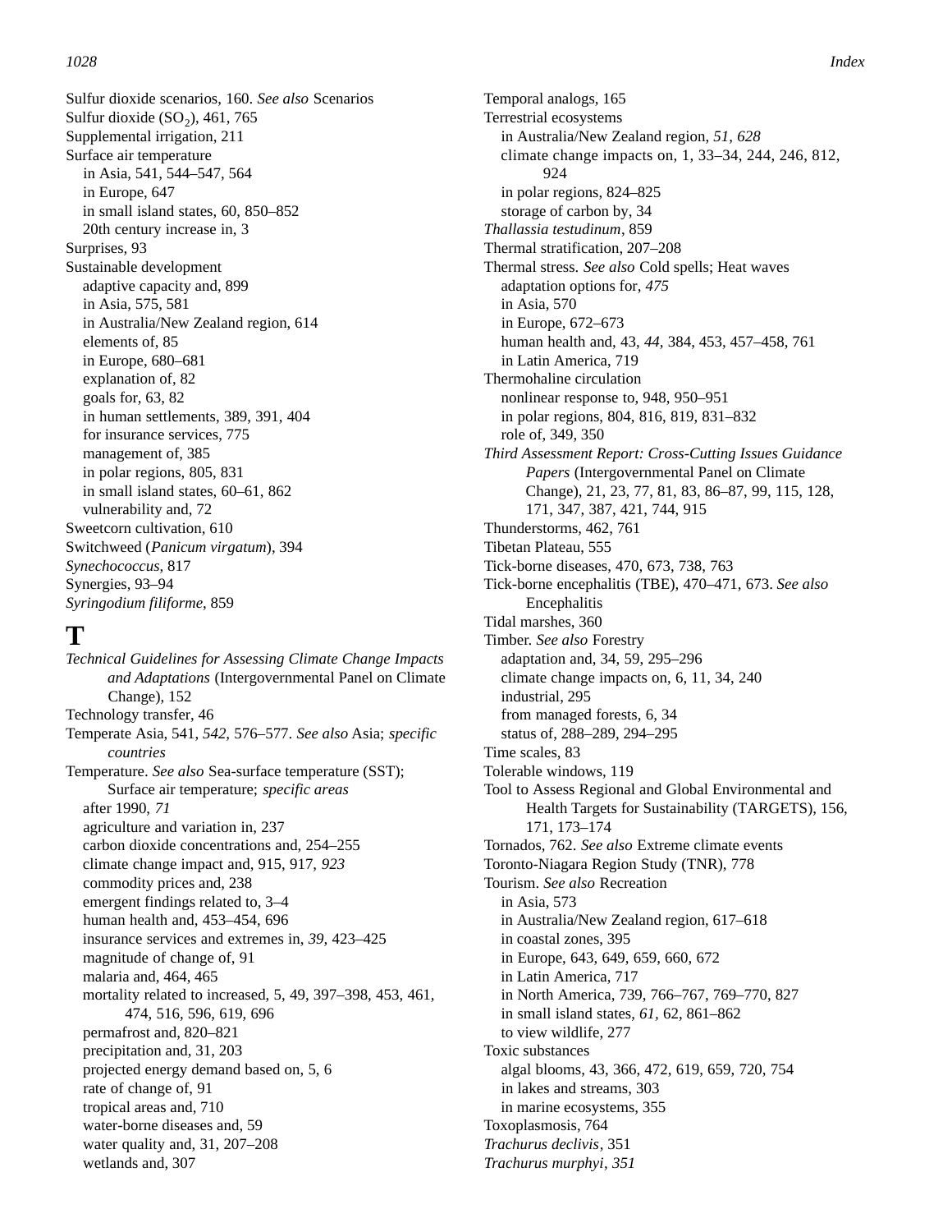Sulfur dioxide scenarios, 160. *See also* Scenarios
Sulfur dioxide ($SO_2$), 461, 765
Supplemental irrigation, 211
Surface air temperature
  in Asia, 541, 544–547, 564
  in Europe, 647
  in small island states, 60, 850–852
  20th century increase in, 3
Surprises, 93
Sustainable development
  adaptive capacity and, 899
  in Asia, 575, 581
  in Australia/New Zealand region, 614
  elements of, 85
  in Europe, 680–681
  explanation of, 82
  goals for, 63, 82
  in human settlements, 389, 391, 404
  for insurance services, 775
  management of, 385
  in polar regions, 805, 831
  in small island states, 60–61, 862
  vulnerability and, 72
Sweetcorn cultivation, 610
Switchweed (*Panicum virgatum*), 394
*Synechococcus*, 817
Synergies, 93–94
*Syringodium filiforme*, 859

# T

*Technical Guidelines for Assessing Climate Change Impacts and Adaptations* (Intergovernmental Panel on Climate Change), 152
Technology transfer, 46
Temperate Asia, 541, *542*, 576–577. *See also* Asia; *specific countries*
Temperature. *See also* Sea-surface temperature (SST); Surface air temperature; *specific areas*
  after 1990, *71*
  agriculture and variation in, 237
  carbon dioxide concentrations and, 254–255
  climate change impact and, 915, 917, *923*
  commodity prices and, 238
  emergent findings related to, 3–4
  human health and, 453–454, 696
  insurance services and extremes in, *39*, 423–425
  magnitude of change of, 91
  malaria and, 464, 465
  mortality related to increased, 5, 49, 397–398, 453, 461, 474, 516, 596, 619, 696
  permafrost and, 820–821
  precipitation and, 31, 203
  projected energy demand based on, 5, 6
  rate of change of, 91
  tropical areas and, 710
  water-borne diseases and, 59
  water quality and, 31, 207–208
  wetlands and, 307
Temporal analogs, 165
Terrestrial ecosystems
  in Australia/New Zealand region, *51*, *628*
  climate change impacts on, 1, 33–34, 244, 246, 812, 924
  in polar regions, 824–825
  storage of carbon by, 34
*Thallassia testudinum*, 859
Thermal stratification, 207–208
Thermal stress. *See also* Cold spells; Heat waves
  adaptation options for, *475*
  in Asia, 570
  in Europe, 672–673
  human health and, 43, *44*, 384, 453, 457–458, 761
  in Latin America, 719
Thermohaline circulation
  nonlinear response to, 948, 950–951
  in polar regions, 804, 816, 819, 831–832
  role of, 349, 350
*Third Assessment Report: Cross-Cutting Issues Guidance Papers* (Intergovernmental Panel on Climate Change), 21, 23, 77, 81, 83, 86–87, 99, 115, 128, 171, 347, 387, 421, 744, 915
Thunderstorms, 462, 761
Tibetan Plateau, 555
Tick-borne diseases, 470, 673, 738, 763
Tick-borne encephalitis (TBE), 470–471, 673. *See also* Encephalitis
Tidal marshes, 360
Timber. *See also* Forestry
  adaptation and, 34, 59, 295–296
  climate change impacts on, 6, 11, 34, 240
  industrial, 295
  from managed forests, 6, 34
  status of, 288–289, 294–295
Time scales, 83
Tolerable windows, 119
Tool to Assess Regional and Global Environmental and Health Targets for Sustainability (TARGETS), 156, 171, 173–174
Tornados, 762. *See also* Extreme climate events
Toronto-Niagara Region Study (TNR), 778
Tourism. *See also* Recreation
  in Asia, 573
  in Australia/New Zealand region, 617–618
  in coastal zones, 395
  in Europe, 643, 649, 659, 660, 672
  in Latin America, 717
  in North America, 739, 766–767, 769–770, 827
  in small island states, *61*, 62, 861–862
  to view wildlife, 277
Toxic substances
  algal blooms, 43, 366, 472, 619, 659, 720, 754
  in lakes and streams, 303
  in marine ecosystems, 355
Toxoplasmosis, 764
*Trachurus declivis*, 351
*Trachurus murphyi*, *351*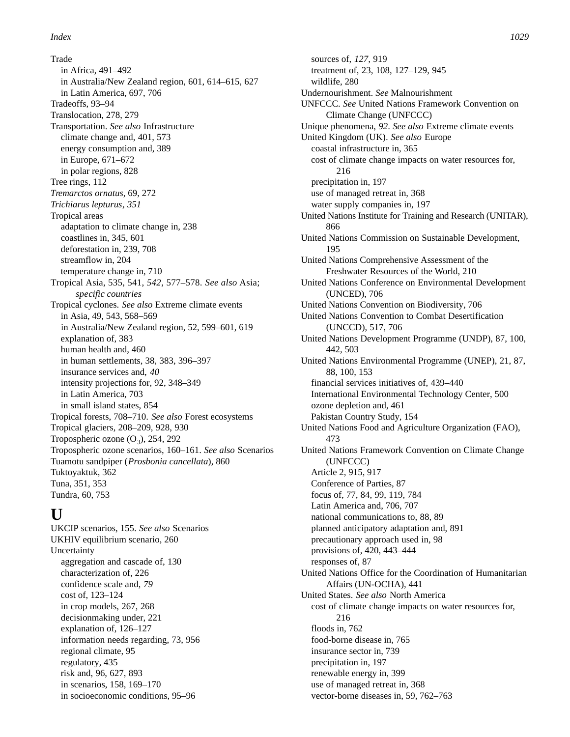Trade
- in Africa, 491–492
- in Australia/New Zealand region, 601, 614–615, 627
- in Latin America, 697, 706

Tradeoffs, 93–94

Translocation, 278, 279

Transportation. *See also* Infrastructure
- climate change and, 401, 573
- energy consumption and, 389
- in Europe, 671–672
- in polar regions, 828

Tree rings, 112

*Tremarctos ornatus*, 69, 272

*Trichiarus lepturus*, *351*

Tropical areas
- adaptation to climate change in, 238
- coastlines in, 345, 601
- deforestation in, 239, 708
- streamflow in, 204
- temperature change in, 710

Tropical Asia, 535, 541, *542*, 577–578. *See also* Asia; *specific countries*

Tropical cyclones. *See also* Extreme climate events
- in Asia, 49, 543, 568–569
- in Australia/New Zealand region, 52, 599–601, 619
- explanation of, 383
- human health and, 460
- in human settlements, 38, 383, 396–397
- insurance services and, *40*
- intensity projections for, 92, 348–349
- in Latin America, 703
- in small island states, 854

Tropical forests, 708–710. *See also* Forest ecosystems

Tropical glaciers, 208–209, 928, 930

Tropospheric ozone ($O_3$), 254, 292

Tropospheric ozone scenarios, 160–161. *See also* Scenarios

Tuamotu sandpiper (*Prosbonia cancellata*), 860

Tuktoyaktuk, 362

Tuna, 351, 353

Tundra, 60, 753

# U

UKCIP scenarios, 155. *See also* Scenarios

UKHIV equilibrium scenario, 260

Uncertainty
- aggregation and cascade of, 130
- characterization of, 226
- confidence scale and, *79*
- cost of, 123–124
- in crop models, 267, 268
- decisionmaking under, 221
- explanation of, 126–127
- information needs regarding, 73, 956
- regional climate, 95
- regulatory, 435
- risk and, 96, 627, 893
- in scenarios, 158, 169–170
- in socioeconomic conditions, 95–96
- sources of, *127*, 919
- treatment of, 23, 108, 127–129, 945
- wildlife, 280

Undernourishment. *See* Malnourishment

UNFCCC. *See* United Nations Framework Convention on Climate Change (UNFCCC)

Unique phenomena, *92*. *See also* Extreme climate events

United Kingdom (UK). *See also* Europe
- coastal infrastructure in, 365
- cost of climate change impacts on water resources for, 216
- precipitation in, 197
- use of managed retreat in, 368
- water supply companies in, 197

United Nations Institute for Training and Research (UNITAR), 866

United Nations Commission on Sustainable Development, 195

United Nations Comprehensive Assessment of the Freshwater Resources of the World, 210

United Nations Conference on Environmental Development (UNCED), 706

United Nations Convention on Biodiversity, 706

United Nations Convention to Combat Desertification (UNCCD), 517, 706

United Nations Development Programme (UNDP), 87, 100, 442, 503

United Nations Environmental Programme (UNEP), 21, 87, 88, 100, 153
- financial services initiatives of, 439–440
- International Environmental Technology Center, 500
- ozone depletion and, 461
- Pakistan Country Study, 154

United Nations Food and Agriculture Organization (FAO), 473

United Nations Framework Convention on Climate Change (UNFCCC)
- Article 2, 915, 917
- Conference of Parties, 87
- focus of, 77, 84, 99, 119, 784
- Latin America and, 706, 707
- national communications to, 88, 89
- planned anticipatory adaptation and, 891
- precautionary approach used in, 98
- provisions of, 420, 443–444
- responses of, 87

United Nations Office for the Coordination of Humanitarian Affairs (UN-OCHA), 441

United States. *See also* North America
- cost of climate change impacts on water resources for, 216
- floods in, 762
- food-borne disease in, 765
- insurance sector in, 739
- precipitation in, 197
- renewable energy in, 399
- use of managed retreat in, 368
- vector-borne diseases in, 59, 762–763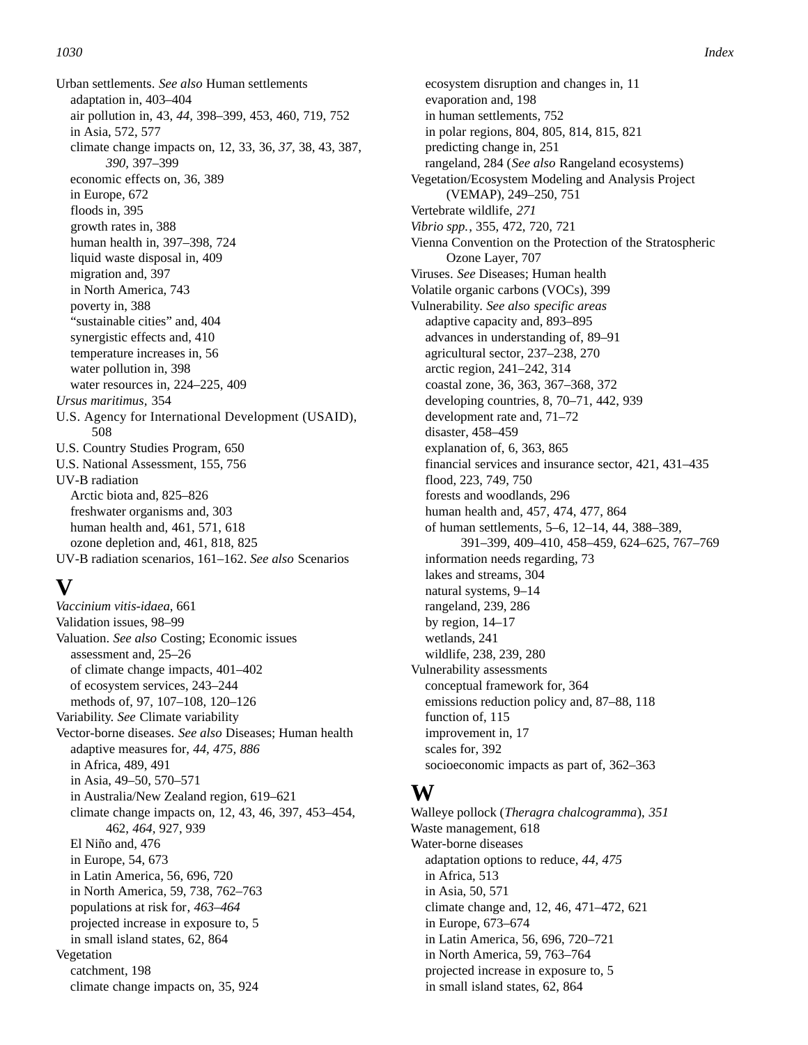Urban settlements. *See also* Human settlements
- adaptation in, 403–404
- air pollution in, 43, *44*, 398–399, 453, 460, 719, 752
- in Asia, 572, 577
- climate change impacts on, 12, 33, 36, *37*, 38, 43, 387, *390*, 397–399
- economic effects on, 36, 389
- in Europe, 672
- floods in, 395
- growth rates in, 388
- human health in, 397–398, 724
- liquid waste disposal in, 409
- migration and, 397
- in North America, 743
- poverty in, 388
- "sustainable cities" and, 404
- synergistic effects and, 410
- temperature increases in, 56
- water pollution in, 398
- water resources in, 224–225, 409

*Ursus maritimus*, 354
U.S. Agency for International Development (USAID), 508
U.S. Country Studies Program, 650
U.S. National Assessment, 155, 756
UV-B radiation
- Arctic biota and, 825–826
- freshwater organisms and, 303
- human health and, 461, 571, 618
- ozone depletion and, 461, 818, 825

UV-B radiation scenarios, 161–162. *See also* Scenarios

# V

*Vaccinium vitis-idaea*, 661
Validation issues, 98–99
Valuation. *See also* Costing; Economic issues
- assessment and, 25–26
- of climate change impacts, 401–402
- of ecosystem services, 243–244
- methods of, 97, 107–108, 120–126

Variability. *See* Climate variability
Vector-borne diseases. *See also* Diseases; Human health
- adaptive measures for, *44, 475, 886*
- in Africa, 489, 491
- in Asia, 49–50, 570–571
- in Australia/New Zealand region, 619–621
- climate change impacts on, 12, 43, 46, 397, 453–454, 462, *464*, 927, 939
- El Niño and, 476
- in Europe, 54, 673
- in Latin America, 56, 696, 720
- in North America, 59, 738, 762–763
- populations at risk for, *463–464*
- projected increase in exposure to, 5
- in small island states, 62, 864

Vegetation
- catchment, 198
- climate change impacts on, 35, 924
- ecosystem disruption and changes in, 11
- evaporation and, 198
- in human settlements, 752
- in polar regions, 804, 805, 814, 815, 821
- predicting change in, 251
- rangeland, 284 (*See also* Rangeland ecosystems)

Vegetation/Ecosystem Modeling and Analysis Project (VEMAP), 249–250, 751
Vertebrate wildlife, *271*
*Vibrio spp.*, 355, 472, 720, 721
Vienna Convention on the Protection of the Stratospheric Ozone Layer, 707
Viruses. *See* Diseases; Human health
Volatile organic carbons (VOCs), 399
Vulnerability. *See also specific areas*
- adaptive capacity and, 893–895
- advances in understanding of, 89–91
- agricultural sector, 237–238, 270
- arctic region, 241–242, 314
- coastal zone, 36, 363, 367–368, 372
- developing countries, 8, 70–71, 442, 939
- development rate and, 71–72
- disaster, 458–459
- explanation of, 6, 363, 865
- financial services and insurance sector, 421, 431–435
- flood, 223, 749, 750
- forests and woodlands, 296
- human health and, 457, 474, 477, 864
- of human settlements, 5–6, 12–14, 44, 388–389, 391–399, 409–410, 458–459, 624–625, 767–769
- information needs regarding, 73
- lakes and streams, 304
- natural systems, 9–14
- rangeland, 239, 286
- by region, 14–17
- wetlands, 241
- wildlife, 238, 239, 280

Vulnerability assessments
- conceptual framework for, 364
- emissions reduction policy and, 87–88, 118
- function of, 115
- improvement in, 17
- scales for, 392
- socioeconomic impacts as part of, 362–363

# W

Walleye pollock (*Theragra chalcogramma*), *351*
Waste management, 618
Water-borne diseases
- adaptation options to reduce, *44, 475*
- in Africa, 513
- in Asia, 50, 571
- climate change and, 12, 46, 471–472, 621
- in Europe, 673–674
- in Latin America, 56, 696, 720–721
- in North America, 59, 763–764
- projected increase in exposure to, 5
- in small island states, 62, 864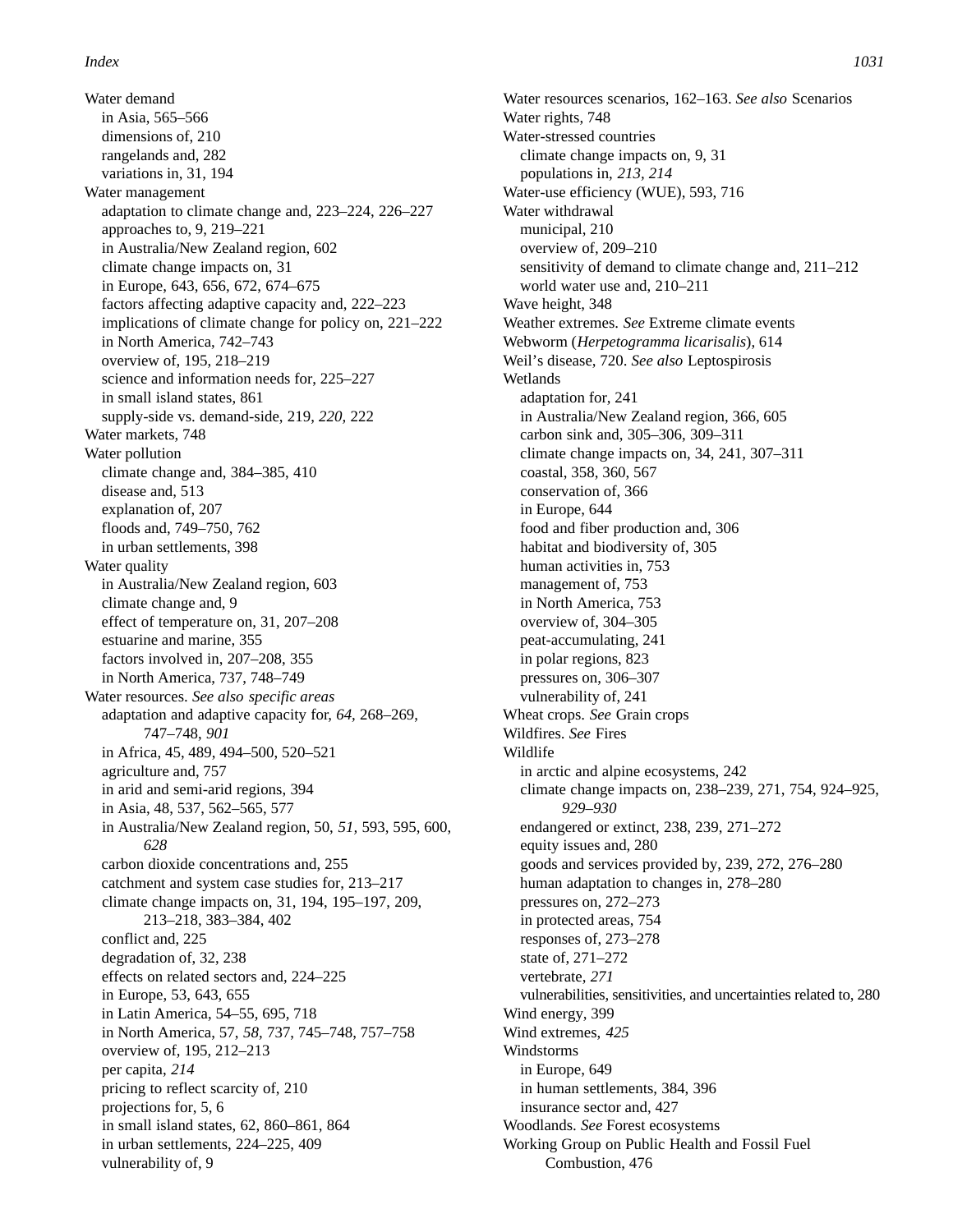Water demand
- in Asia, 565–566
- dimensions of, 210
- rangelands and, 282
- variations in, 31, 194

Water management
- adaptation to climate change and, 223–224, 226–227
- approaches to, 9, 219–221
- in Australia/New Zealand region, 602
- climate change impacts on, 31
- in Europe, 643, 656, 672, 674–675
- factors affecting adaptive capacity and, 222–223
- implications of climate change for policy on, 221–222
- in North America, 742–743
- overview of, 195, 218–219
- science and information needs for, 225–227
- in small island states, 861
- supply-side vs. demand-side, 219, *220*, 222

Water markets, 748

Water pollution
- climate change and, 384–385, 410
- disease and, 513
- explanation of, 207
- floods and, 749–750, 762
- in urban settlements, 398

Water quality
- in Australia/New Zealand region, 603
- climate change and, 9
- effect of temperature on, 31, 207–208
- estuarine and marine, 355
- factors involved in, 207–208, 355
- in North America, 737, 748–749

Water resources. *See also specific areas*
- adaptation and adaptive capacity for, *64*, 268–269, 747–748, *901*
- in Africa, 45, 489, 494–500, 520–521
- agriculture and, 757
- in arid and semi-arid regions, 394
- in Asia, 48, 537, 562–565, 577
- in Australia/New Zealand region, 50, *51*, 593, 595, 600, *628*
- carbon dioxide concentrations and, 255
- catchment and system case studies for, 213–217
- climate change impacts on, 31, 194, 195–197, 209, 213–218, 383–384, 402
- conflict and, 225
- degradation of, 32, 238
- effects on related sectors and, 224–225
- in Europe, 53, 643, 655
- in Latin America, 54–55, 695, 718
- in North America, 57, *58*, 737, 745–748, 757–758
- overview of, 195, 212–213
- per capita, *214*
- pricing to reflect scarcity of, 210
- projections for, 5, 6
- in small island states, 62, 860–861, 864
- in urban settlements, 224–225, 409
- vulnerability of, 9

Water resources scenarios, 162–163. *See also* Scenarios

Water rights, 748

Water-stressed countries
- climate change impacts on, 9, 31
- populations in, *213*, *214*

Water-use efficiency (WUE), 593, 716

Water withdrawal
- municipal, 210
- overview of, 209–210
- sensitivity of demand to climate change and, 211–212
- world water use and, 210–211

Wave height, 348

Weather extremes. *See* Extreme climate events

Webworm (*Herpetogramma licarisalis*), 614

Weil's disease, 720. *See also* Leptospirosis

Wetlands
- adaptation for, 241
- in Australia/New Zealand region, 366, 605
- carbon sink and, 305–306, 309–311
- climate change impacts on, 34, 241, 307–311
- coastal, 358, 360, 567
- conservation of, 366
- in Europe, 644
- food and fiber production and, 306
- habitat and biodiversity of, 305
- human activities in, 753
- management of, 753
- in North America, 753
- overview of, 304–305
- peat-accumulating, 241
- in polar regions, 823
- pressures on, 306–307
- vulnerability of, 241

Wheat crops. *See* Grain crops

Wildfires. *See* Fires

Wildlife
- in arctic and alpine ecosystems, 242
- climate change impacts on, 238–239, 271, 754, 924–925, *929–930*
- endangered or extinct, 238, 239, 271–272
- equity issues and, 280
- goods and services provided by, 239, 272, 276–280
- human adaptation to changes in, 278–280
- pressures on, 272–273
- in protected areas, 754
- responses of, 273–278
- state of, 271–272
- vertebrate, *271*
- vulnerabilities, sensitivities, and uncertainties related to, 280

Wind energy, 399

Wind extremes, *425*

Windstorms
- in Europe, 649
- in human settlements, 384, 396
- insurance sector and, 427

Woodlands. *See* Forest ecosystems

Working Group on Public Health and Fossil Fuel Combustion, 476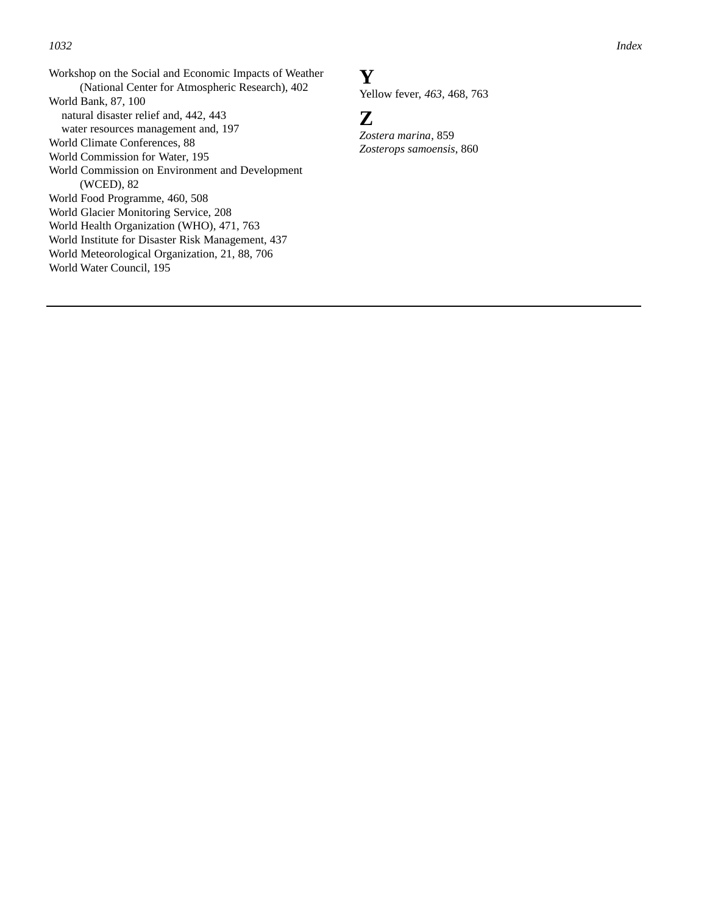Workshop on the Social and Economic Impacts of Weather (National Center for Atmospheric Research), 402
World Bank, 87, 100
  natural disaster relief and, 442, 443
  water resources management and, 197
World Climate Conferences, 88
World Commission for Water, 195
World Commission on Environment and Development (WCED), 82
World Food Programme, 460, 508
World Glacier Monitoring Service, 208
World Health Organization (WHO), 471, 763
World Institute for Disaster Risk Management, 437
World Meteorological Organization, 21, 88, 706
World Water Council, 195

# Y

Yellow fever, *463*, 468, 763

# Z

*Zostera marina*, 859
*Zosterops samoensis*, 860